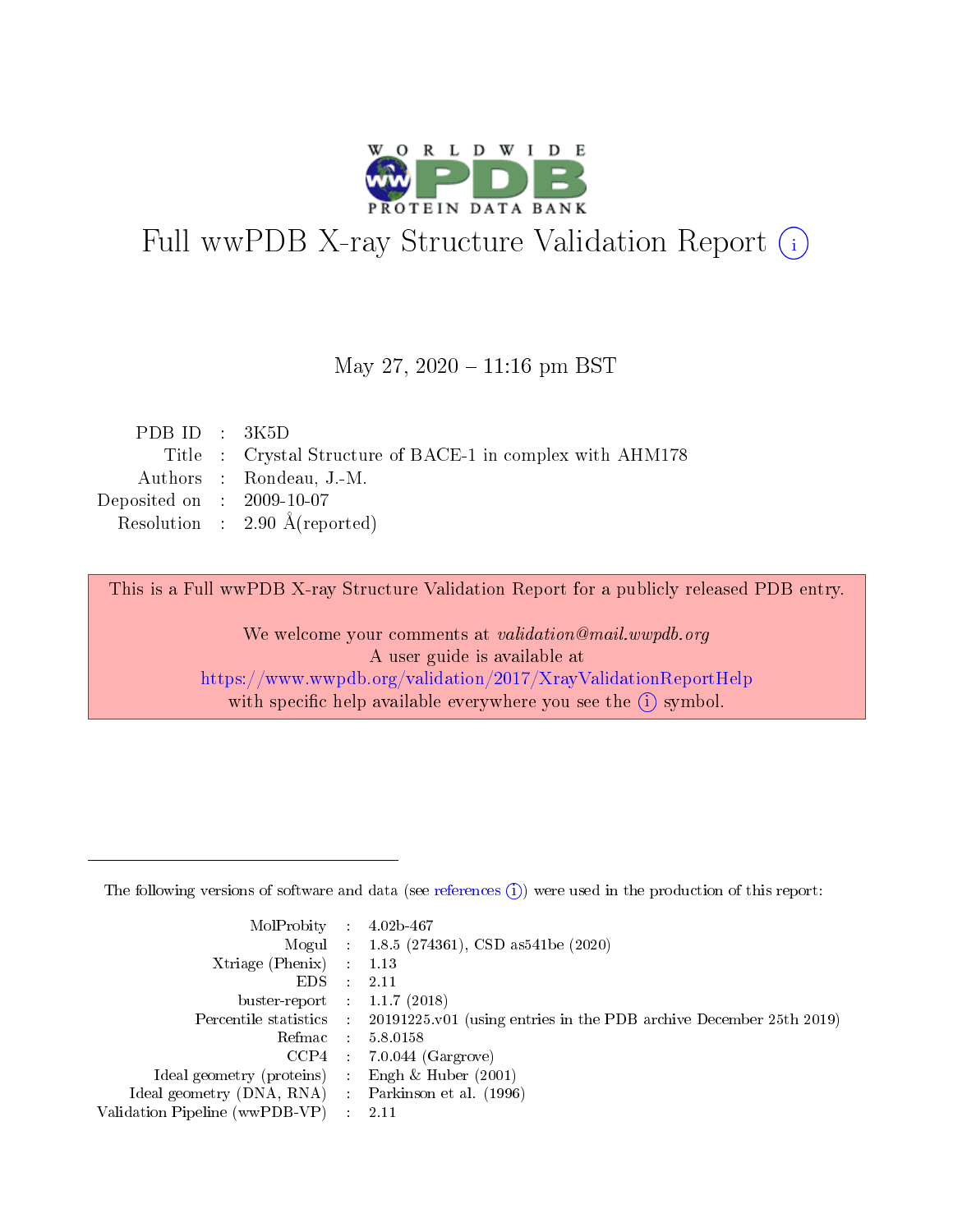# Full wwPDB X-ray Structure Validation Report ⓘ

May 27, 2020 – 11:16 pm BST

| | | |
|---|---|---|
| PDB ID | : | 3K5D |
| Title | : | Crystal Structure of BACE-1 in complex with AHM178 |
| Authors | : | Rondeau, J.-M. |
| Deposited on | : | 2009-10-07 |
| Resolution | : | 2.90 Å(reported) |

This is a Full wwPDB X-ray Structure Validation Report for a publicly released PDB entry.

We welcome your comments at *validation@mail.wwpdb.org*
A user guide is available at
https://www.wwpdb.org/validation/2017/XrayValidationReportHelp
with specific help available everywhere you see the ⓘ symbol.

The following versions of software and data (see references ⓘ) were used in the production of this report:

| | | |
|---|---|---|
| MolProbity | : | 4.02b-467 |
| Mogul | : | 1.8.5 (274361), CSD as541be (2020) |
| Xtriage (Phenix) | : | 1.13 |
| EDS | : | 2.11 |
| buster-report | : | 1.1.7 (2018) |
| Percentile statistics | : | 20191225.v01 (using entries in the PDB archive December 25th 2019) |
| Refmac | : | 5.8.0158 |
| CCP4 | : | 7.0.044 (Gargrove) |
| Ideal geometry (proteins) | : | Engh & Huber (2001) |
| Ideal geometry (DNA, RNA) | : | Parkinson et al. (1996) |
| Validation Pipeline (wwPDB-VP) | : | 2.11 |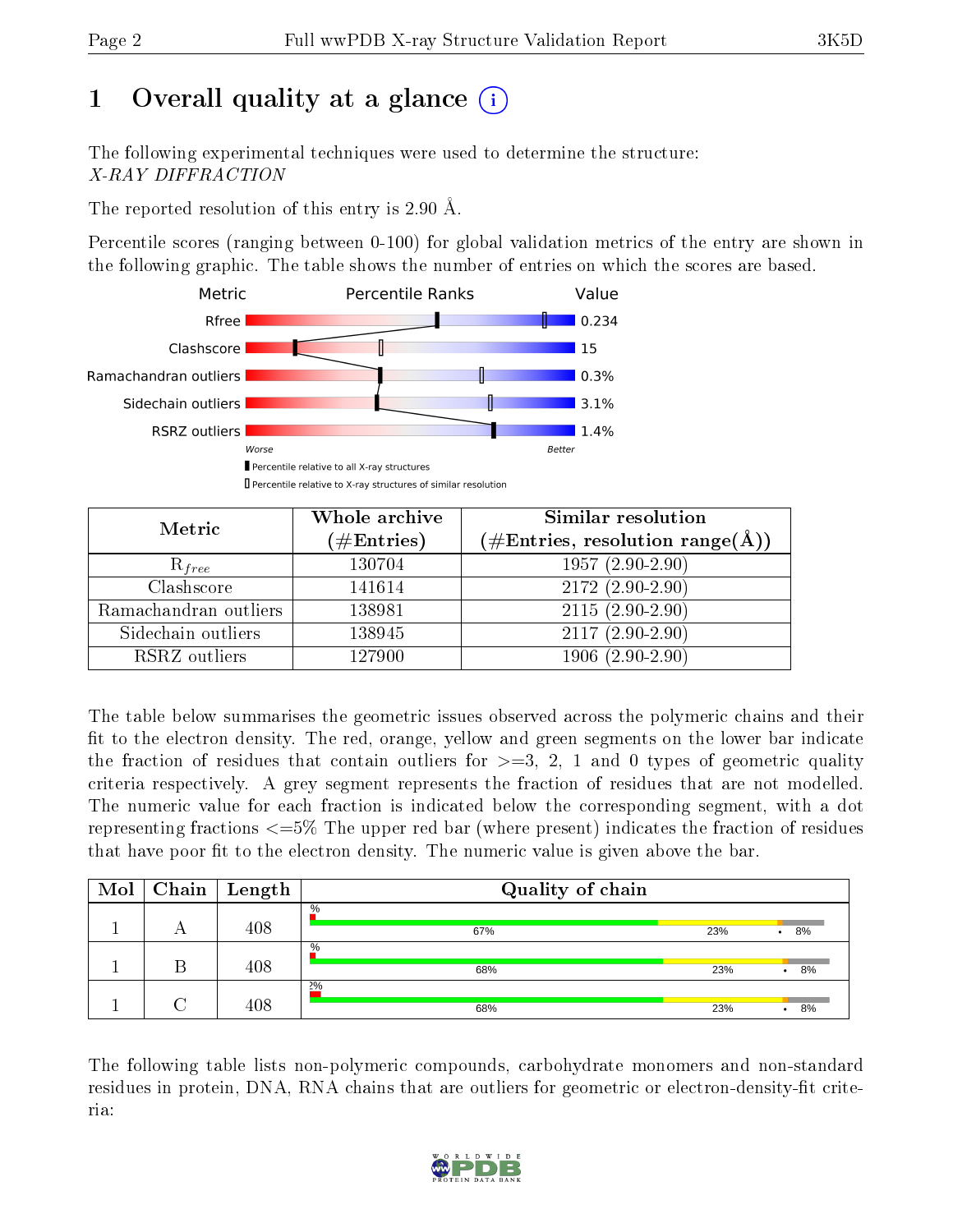# 1 Overall quality at a glance

The following experimental techniques were used to determine the structure:
*X-RAY DIFFRACTION*

The reported resolution of this entry is 2.90 Å.

Percentile scores (ranging between 0-100) for global validation metrics of the entry are shown in the following graphic. The table shows the number of entries on which the scores are based.

| Metric | Value |
|---|---|
| Rfree | 0.234 |
| Clashscore | 15 |
| Ramachandran outliers | 0.3% |
| Sidechain outliers | 3.1% |
| RSRZ outliers | 1.4% |

Worse — Better

Percentile relative to all X-ray structures

Percentile relative to X-ray structures of similar resolution

| Metric | Whole archive (#Entries) | Similar resolution (#Entries, resolution range(Å)) |
|---|---|---|
| $R_{free}$ | 130704 | 1957 (2.90-2.90) |
| Clashscore | 141614 | 2172 (2.90-2.90) |
| Ramachandran outliers | 138981 | 2115 (2.90-2.90) |
| Sidechain outliers | 138945 | 2117 (2.90-2.90) |
| RSRZ outliers | 127900 | 1906 (2.90-2.90) |

The table below summarises the geometric issues observed across the polymeric chains and their fit to the electron density. The red, orange, yellow and green segments on the lower bar indicate the fraction of residues that contain outliers for >=3, 2, 1 and 0 types of geometric quality criteria respectively. A grey segment represents the fraction of residues that are not modelled. The numeric value for each fraction is indicated below the corresponding segment, with a dot representing fractions <=5% The upper red bar (where present) indicates the fraction of residues that have poor fit to the electron density. The numeric value is given above the bar.

| Mol | Chain | Length | Quality of chain |
|---|---|---|---|
| 1 | A | 408 | % ; 67% ; 23% ; • ; 8% |
| 1 | B | 408 | % ; 68% ; 23% ; • ; 8% |
| 1 | C | 408 | 2% ; 68% ; 23% ; • ; 8% |

The following table lists non-polymeric compounds, carbohydrate monomers and non-standard residues in protein, DNA, RNA chains that are outliers for geometric or electron-density-fit criteria: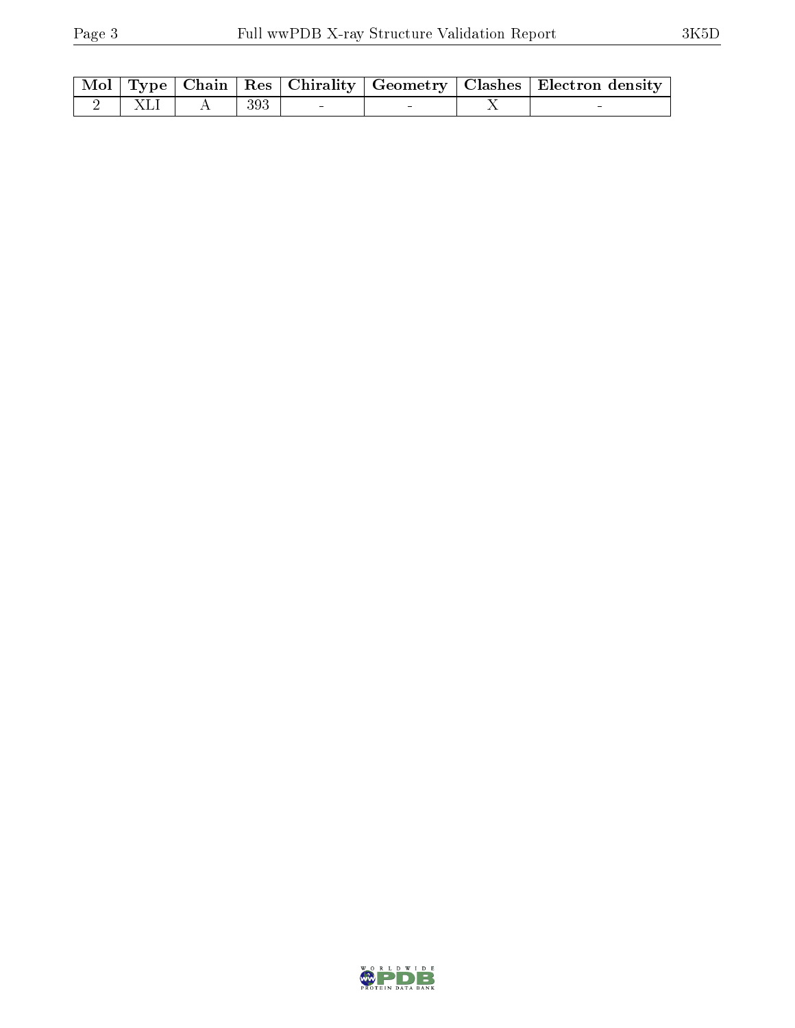| Mol | Type | Chain | Res | Chirality | Geometry | Clashes | Electron density |
|---|---|---|---|---|---|---|---|
| 2 | XLI | A | 393 | - | - | X | - |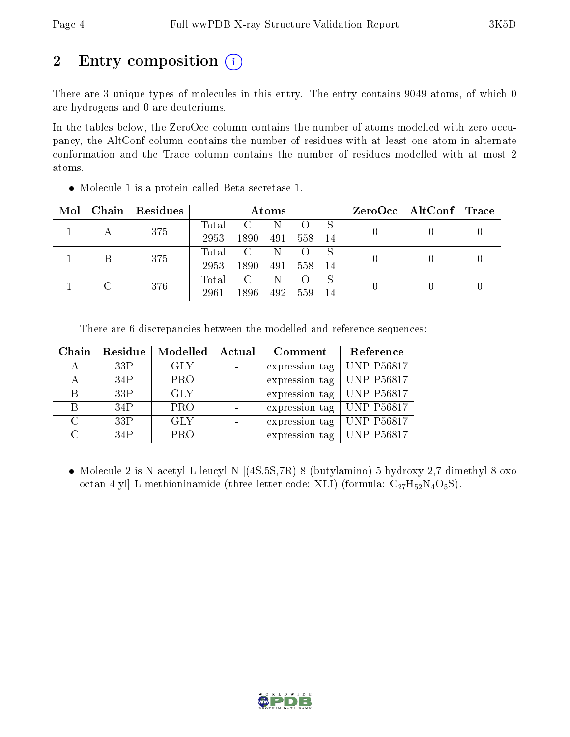# 2 Entry composition (i)

There are 3 unique types of molecules in this entry. The entry contains 9049 atoms, of which 0 are hydrogens and 0 are deuteriums.

In the tables below, the ZeroOcc column contains the number of atoms modelled with zero occupancy, the AltConf column contains the number of residues with at least one atom in alternate conformation and the Trace column contains the number of residues modelled with at most 2 atoms.

- Molecule 1 is a protein called Beta-secretase 1.

| Mol | Chain | Residues | Atoms | | | | | ZeroOcc | AltConf | Trace |
|---|---|---|---|---|---|---|---|---|---|---|
| 1 | A | 375 | Total 2953 | C 1890 | N 491 | O 558 | S 14 | 0 | 0 | 0 |
| 1 | B | 375 | Total 2953 | C 1890 | N 491 | O 558 | S 14 | 0 | 0 | 0 |
| 1 | C | 376 | Total 2961 | C 1896 | N 492 | O 559 | S 14 | 0 | 0 | 0 |

There are 6 discrepancies between the modelled and reference sequences:

| Chain | Residue | Modelled | Actual | Comment | Reference |
|---|---|---|---|---|---|
| A | 33P | GLY | - | expression tag | UNP P56817 |
| A | 34P | PRO | - | expression tag | UNP P56817 |
| B | 33P | GLY | - | expression tag | UNP P56817 |
| B | 34P | PRO | - | expression tag | UNP P56817 |
| C | 33P | GLY | - | expression tag | UNP P56817 |
| C | 34P | PRO | - | expression tag | UNP P56817 |

- Molecule 2 is N-acetyl-L-leucyl-N-[(4S,5S,7R)-8-(butylamino)-5-hydroxy-2,7-dimethyl-8-oxo octan-4-yl]-L-methioninamide (three-letter code: XLI) (formula: $C_{27}H_{52}N_4O_5S$).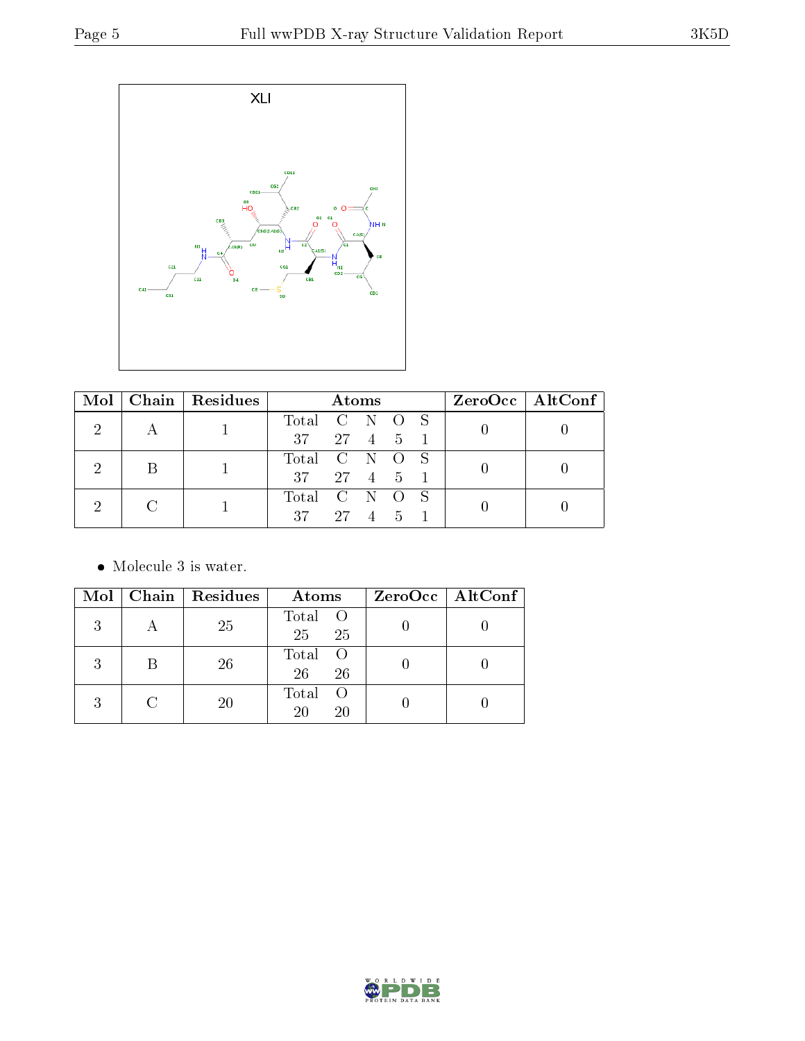XLI

| Mol | Chain | Residues | Atoms | | | | | ZeroOcc | AltConf |
|---|---|---|---|---|---|---|---|---|---|
| | | | Total | C | N | O | S | | |
| 2 | A | 1 | 37 | 27 | 4 | 5 | 1 | 0 | 0 |
| 2 | B | 1 | 37 | 27 | 4 | 5 | 1 | 0 | 0 |
| 2 | C | 1 | 37 | 27 | 4 | 5 | 1 | 0 | 0 |

- Molecule 3 is water.

| Mol | Chain | Residues | Atoms | | ZeroOcc | AltConf |
|---|---|---|---|---|---|---|
| | | | Total | O | | |
| 3 | A | 25 | 25 | 25 | 0 | 0 |
| 3 | B | 26 | 26 | 26 | 0 | 0 |
| 3 | C | 20 | 20 | 20 | 0 | 0 |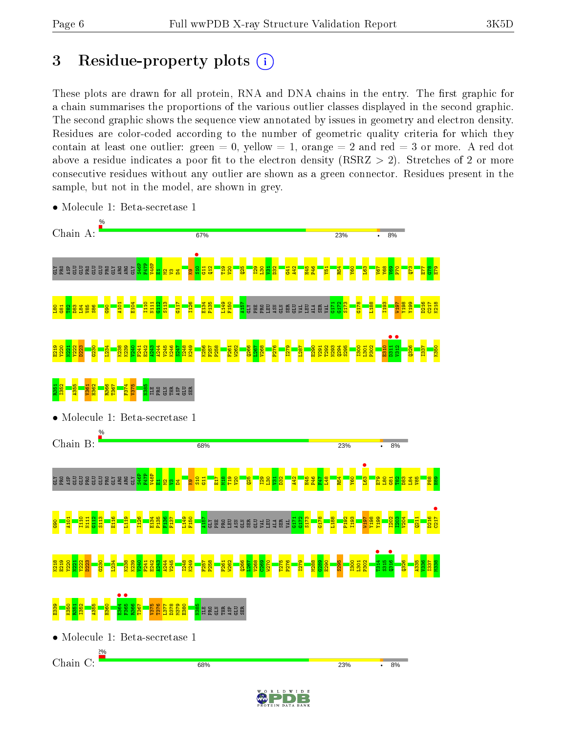# 3 Residue-property plots

These plots are drawn for all protein, RNA and DNA chains in the entry. The first graphic for a chain summarises the proportions of the various outlier classes displayed in the second graphic. The second graphic shows the sequence view annotated by issues in geometry and electron density. Residues are color-coded according to the number of geometric quality criteria for which they contain at least one outlier: green = 0, yellow = 1, orange = 2 and red = 3 or more. A red dot above a residue indicates a poor fit to the electron density (RSRZ > 2). Stretches of 2 or more consecutive residues without any outlier are shown as a green connector. Residues present in the sample, but not in the model, are shown in grey.

- Molecule 1: Beta-secretase 1

Chain A: 67% 23% 8%

- Molecule 1: Beta-secretase 1

Chain B: 68% 23% 8%

- Molecule 1: Beta-secretase 1

Chain C: 68% 23% 8%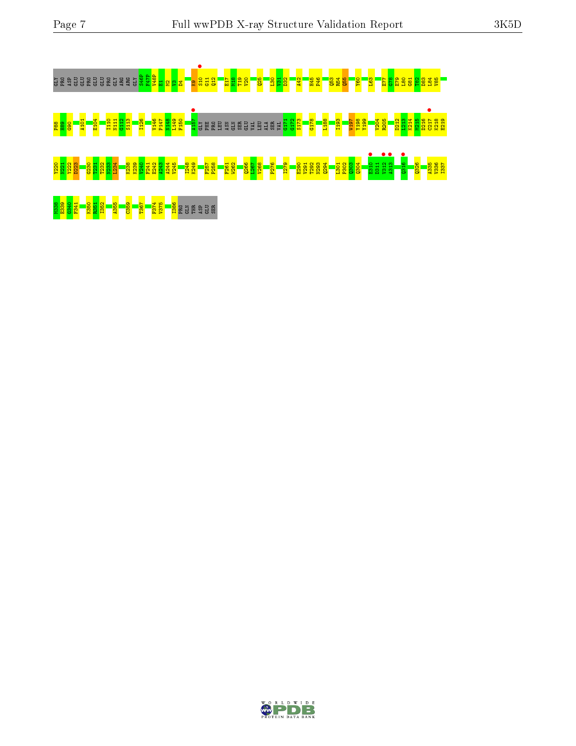GLY PRO ASP GLU GLU PRO GLU GLU PRO GLY ARG ARG GLY S46P F47P V48P E1 M2 V3 D4 K9 S10 G11 Q12 E17 M18 T19 V20 Q25 L30 V31 D32 A42 H45 P46 Q53 R54 Q55 Y60 L63 E77 G78 E79 L80 G81 T82 D83 L84 V85

F88 H89 G90 A101 E104 I110 N111 G112 S113 I126 V146 P147 M148 I149 F150 A157 GLY PHE PRO LEU ASN GLN SER GLU VAL LEU ALA SER VAL G171 G172 S173 G178 L188 I193 W197 Y198 Y199 V204 R205 D212 L213 K214 M215 D216 C217 K218 E219

V220 M221 Y222 D223 G230 T231 T232 N233 L234 K238 K239 V240 F241 E242 A243 A244 V245 I248 K249 F257 P258 F261 W262 Q266 L267 V268 F276 I279 E290 V291 T292 N293 Q294 L301 P302 Q303 Q304 E310 D311 V312 A313 Q316 Q326 A335 V336 I337

N338 E339 G340 F341 K350 R351 I352 A355 C359 T367 F374 V375 I386 PRO GLN THR ASP GLU SER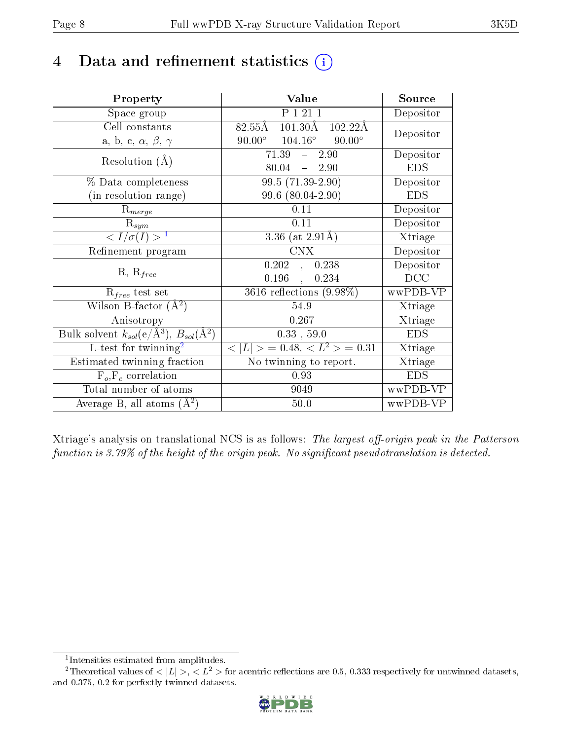# 4 Data and refinement statistics

| Property | Value | Source |
|---|---|---|
| Space group | P 1 21 1 | Depositor |
| Cell constants<br>a, b, c, $\alpha$, $\beta$, $\gamma$ | 82.55Å 101.30Å 102.22Å<br>90.00° 104.16° 90.00° | Depositor |
| Resolution (Å) | 71.39 – 2.90<br>80.04 – 2.90 | Depositor<br>EDS |
| % Data completeness<br>(in resolution range) | 99.5 (71.39-2.90)<br>99.6 (80.04-2.90) | Depositor<br>EDS |
| $R_{merge}$ | 0.11 | Depositor |
| $R_{sym}$ | 0.11 | Depositor |
| $< I/\sigma(I) >$ [1] | 3.36 (at 2.91Å) | Xtriage |
| Refinement program | CNX | Depositor |
| R, $R_{free}$ | 0.202 , 0.238<br>0.196 , 0.234 | Depositor<br>DCC |
| $R_{free}$ test set | 3616 reflections (9.98%) | wwPDB-VP |
| Wilson B-factor (Å$^2$) | 54.9 | Xtriage |
| Anisotropy | 0.267 | Xtriage |
| Bulk solvent $k_{sol}$(e/Å$^3$), $B_{sol}$(Å$^2$) | 0.33 , 59.0 | EDS |
| L-test for twinning[2] | $< \vert L \vert >$ = 0.48, $< L^2 >$ = 0.31 | Xtriage |
| Estimated twinning fraction | No twinning to report. | Xtriage |
| $F_o$,$F_c$ correlation | 0.93 | EDS |
| Total number of atoms | 9049 | wwPDB-VP |
| Average B, all atoms (Å$^2$) | 50.0 | wwPDB-VP |

Xtriage's analysis on translational NCS is as follows: *The largest off-origin peak in the Patterson function is 3.79% of the height of the origin peak. No significant pseudotranslation is detected.*

[1] Intensities estimated from amplitudes.

[2] Theoretical values of $< |L| >$, $< L^2 >$ for acentric reflections are 0.5, 0.333 respectively for untwinned datasets, and 0.375, 0.2 for perfectly twinned datasets.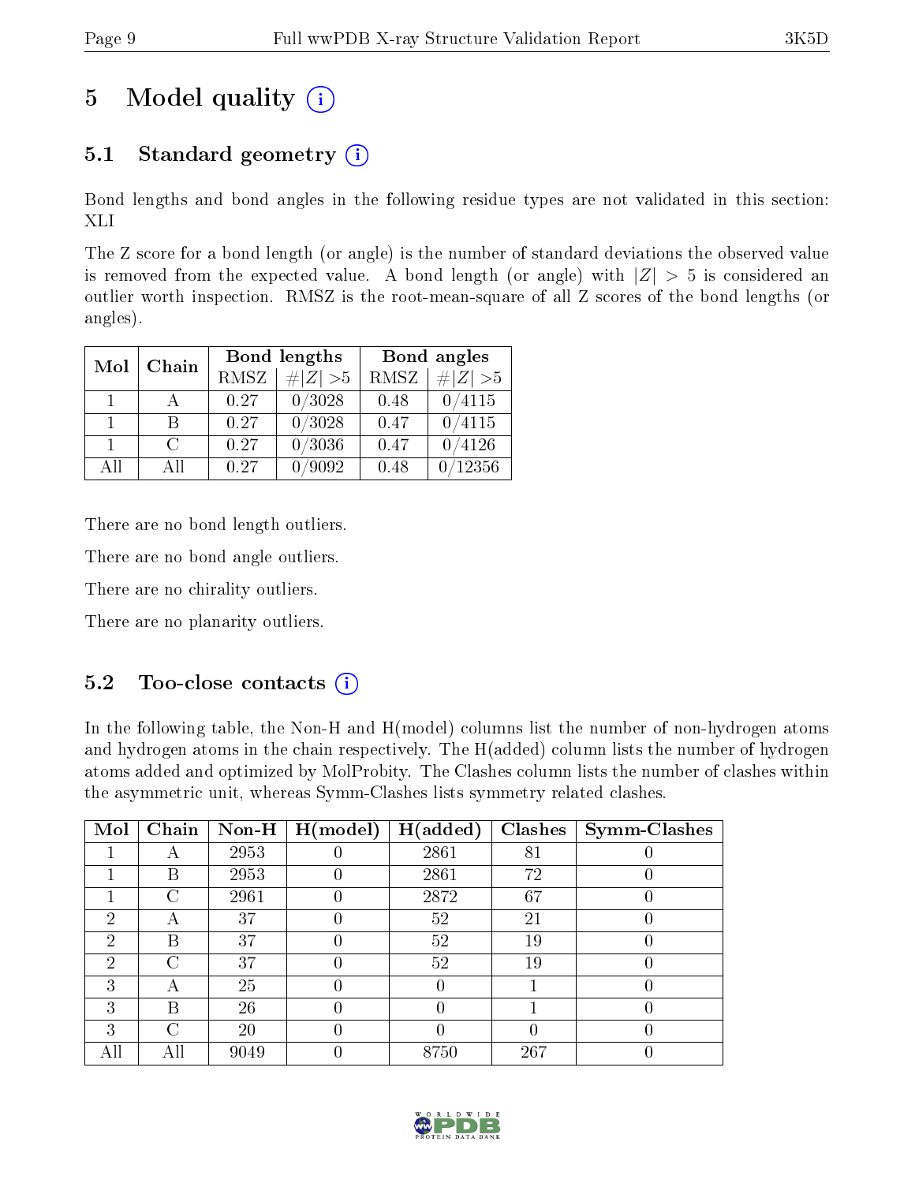# 5 Model quality (i)

## 5.1 Standard geometry (i)

Bond lengths and bond angles in the following residue types are not validated in this section: XLI

The Z score for a bond length (or angle) is the number of standard deviations the observed value is removed from the expected value. A bond length (or angle) with $|Z| > 5$ is considered an outlier worth inspection. RMSZ is the root-mean-square of all Z scores of the bond lengths (or angles).

| Mol | Chain | Bond lengths | | Bond angles | |
|---|---|---|---|---|---|
| | | RMSZ | #\|Z\| >5 | RMSZ | #\|Z\| >5 |
| 1 | A | 0.27 | 0/3028 | 0.48 | 0/4115 |
| 1 | B | 0.27 | 0/3028 | 0.47 | 0/4115 |
| 1 | C | 0.27 | 0/3036 | 0.47 | 0/4126 |
| All | All | 0.27 | 0/9092 | 0.48 | 0/12356 |

There are no bond length outliers.

There are no bond angle outliers.

There are no chirality outliers.

There are no planarity outliers.

## 5.2 Too-close contacts (i)

In the following table, the Non-H and H(model) columns list the number of non-hydrogen atoms and hydrogen atoms in the chain respectively. The H(added) column lists the number of hydrogen atoms added and optimized by MolProbity. The Clashes column lists the number of clashes within the asymmetric unit, whereas Symm-Clashes lists symmetry related clashes.

| Mol | Chain | Non-H | H(model) | H(added) | Clashes | Symm-Clashes |
|---|---|---|---|---|---|---|
| 1 | A | 2953 | 0 | 2861 | 81 | 0 |
| 1 | B | 2953 | 0 | 2861 | 72 | 0 |
| 1 | C | 2961 | 0 | 2872 | 67 | 0 |
| 2 | A | 37 | 0 | 52 | 21 | 0 |
| 2 | B | 37 | 0 | 52 | 19 | 0 |
| 2 | C | 37 | 0 | 52 | 19 | 0 |
| 3 | A | 25 | 0 | 0 | 1 | 0 |
| 3 | B | 26 | 0 | 0 | 1 | 0 |
| 3 | C | 20 | 0 | 0 | 0 | 0 |
| All | All | 9049 | 0 | 8750 | 267 | 0 |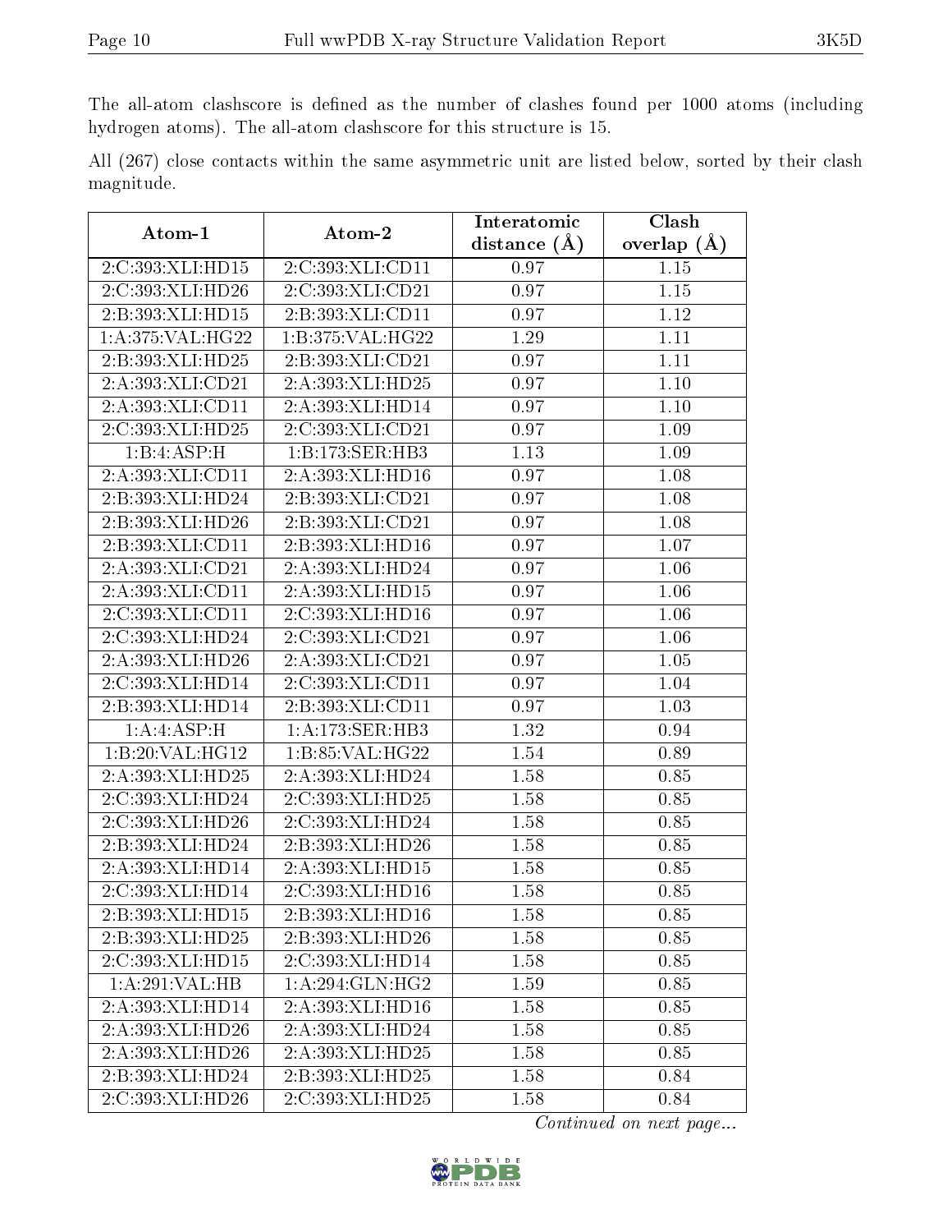The all-atom clashscore is defined as the number of clashes found per 1000 atoms (including hydrogen atoms). The all-atom clashscore for this structure is 15.

All (267) close contacts within the same asymmetric unit are listed below, sorted by their clash magnitude.

| Atom-1 | Atom-2 | Interatomic distance (Å) | Clash overlap (Å) |
|---|---|---|---|
| 2:C:393:XLI:HD15 | 2:C:393:XLI:CD11 | 0.97 | 1.15 |
| 2:C:393:XLI:HD26 | 2:C:393:XLI:CD21 | 0.97 | 1.15 |
| 2:B:393:XLI:HD15 | 2:B:393:XLI:CD11 | 0.97 | 1.12 |
| 1:A:375:VAL:HG22 | 1:B:375:VAL:HG22 | 1.29 | 1.11 |
| 2:B:393:XLI:HD25 | 2:B:393:XLI:CD21 | 0.97 | 1.11 |
| 2:A:393:XLI:CD21 | 2:A:393:XLI:HD25 | 0.97 | 1.10 |
| 2:A:393:XLI:CD11 | 2:A:393:XLI:HD14 | 0.97 | 1.10 |
| 2:C:393:XLI:HD25 | 2:C:393:XLI:CD21 | 0.97 | 1.09 |
| 1:B:4:ASP:H | 1:B:173:SER:HB3 | 1.13 | 1.09 |
| 2:A:393:XLI:CD11 | 2:A:393:XLI:HD16 | 0.97 | 1.08 |
| 2:B:393:XLI:HD24 | 2:B:393:XLI:CD21 | 0.97 | 1.08 |
| 2:B:393:XLI:HD26 | 2:B:393:XLI:CD21 | 0.97 | 1.08 |
| 2:B:393:XLI:CD11 | 2:B:393:XLI:HD16 | 0.97 | 1.07 |
| 2:A:393:XLI:CD21 | 2:A:393:XLI:HD24 | 0.97 | 1.06 |
| 2:A:393:XLI:CD11 | 2:A:393:XLI:HD15 | 0.97 | 1.06 |
| 2:C:393:XLI:CD11 | 2:C:393:XLI:HD16 | 0.97 | 1.06 |
| 2:C:393:XLI:HD24 | 2:C:393:XLI:CD21 | 0.97 | 1.06 |
| 2:A:393:XLI:HD26 | 2:A:393:XLI:CD21 | 0.97 | 1.05 |
| 2:C:393:XLI:HD14 | 2:C:393:XLI:CD11 | 0.97 | 1.04 |
| 2:B:393:XLI:HD14 | 2:B:393:XLI:CD11 | 0.97 | 1.03 |
| 1:A:4:ASP:H | 1:A:173:SER:HB3 | 1.32 | 0.94 |
| 1:B:20:VAL:HG12 | 1:B:85:VAL:HG22 | 1.54 | 0.89 |
| 2:A:393:XLI:HD25 | 2:A:393:XLI:HD24 | 1.58 | 0.85 |
| 2:C:393:XLI:HD24 | 2:C:393:XLI:HD25 | 1.58 | 0.85 |
| 2:C:393:XLI:HD26 | 2:C:393:XLI:HD24 | 1.58 | 0.85 |
| 2:B:393:XLI:HD24 | 2:B:393:XLI:HD26 | 1.58 | 0.85 |
| 2:A:393:XLI:HD14 | 2:A:393:XLI:HD15 | 1.58 | 0.85 |
| 2:C:393:XLI:HD14 | 2:C:393:XLI:HD16 | 1.58 | 0.85 |
| 2:B:393:XLI:HD15 | 2:B:393:XLI:HD16 | 1.58 | 0.85 |
| 2:B:393:XLI:HD25 | 2:B:393:XLI:HD26 | 1.58 | 0.85 |
| 2:C:393:XLI:HD15 | 2:C:393:XLI:HD14 | 1.58 | 0.85 |
| 1:A:291:VAL:HB | 1:A:294:GLN:HG2 | 1.59 | 0.85 |
| 2:A:393:XLI:HD14 | 2:A:393:XLI:HD16 | 1.58 | 0.85 |
| 2:A:393:XLI:HD26 | 2:A:393:XLI:HD24 | 1.58 | 0.85 |
| 2:A:393:XLI:HD26 | 2:A:393:XLI:HD25 | 1.58 | 0.85 |
| 2:B:393:XLI:HD24 | 2:B:393:XLI:HD25 | 1.58 | 0.84 |
| 2:C:393:XLI:HD26 | 2:C:393:XLI:HD25 | 1.58 | 0.84 |

*Continued on next page...*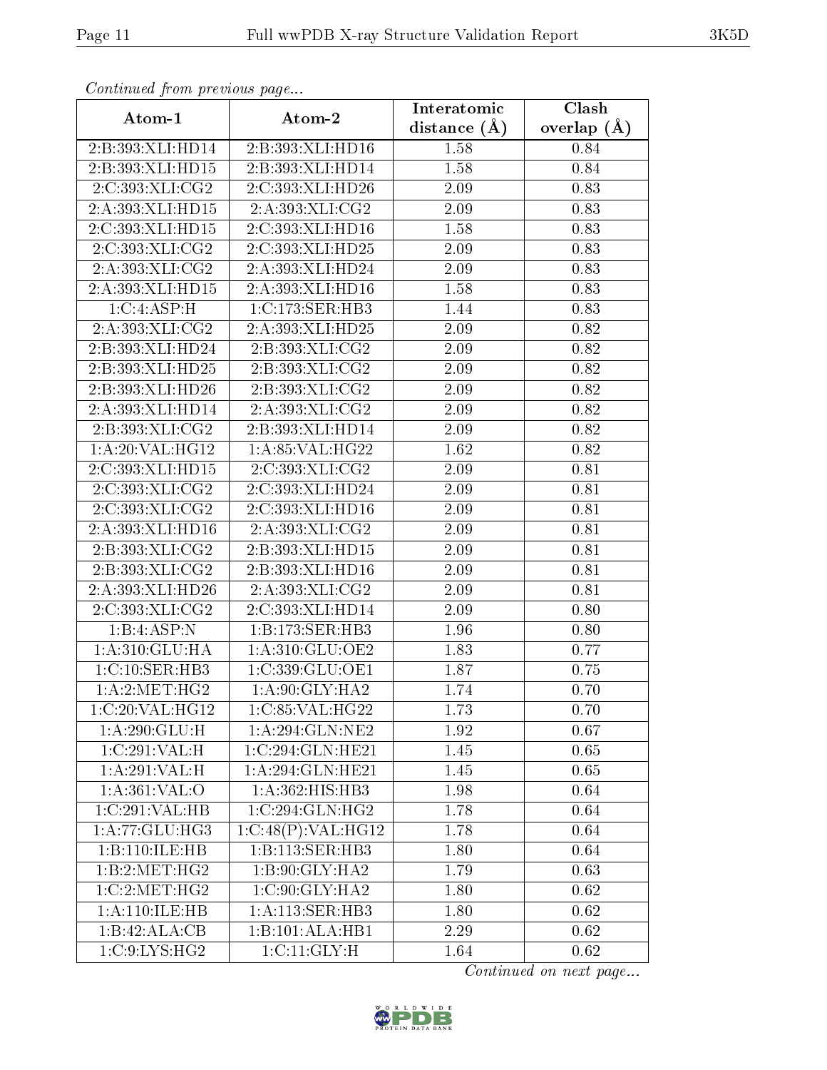*Continued from previous page...*

| Atom-1 | Atom-2 | Interatomic distance (Å) | Clash overlap (Å) |
|---|---|---|---|
| 2:B:393:XLI:HD14 | 2:B:393:XLI:HD16 | 1.58 | 0.84 |
| 2:B:393:XLI:HD15 | 2:B:393:XLI:HD14 | 1.58 | 0.84 |
| 2:C:393:XLI:CG2 | 2:C:393:XLI:HD26 | 2.09 | 0.83 |
| 2:A:393:XLI:HD15 | 2:A:393:XLI:CG2 | 2.09 | 0.83 |
| 2:C:393:XLI:HD15 | 2:C:393:XLI:HD16 | 1.58 | 0.83 |
| 2:C:393:XLI:CG2 | 2:C:393:XLI:HD25 | 2.09 | 0.83 |
| 2:A:393:XLI:CG2 | 2:A:393:XLI:HD24 | 2.09 | 0.83 |
| 2:A:393:XLI:HD15 | 2:A:393:XLI:HD16 | 1.58 | 0.83 |
| 1:C:4:ASP:H | 1:C:173:SER:HB3 | 1.44 | 0.83 |
| 2:A:393:XLI:CG2 | 2:A:393:XLI:HD25 | 2.09 | 0.82 |
| 2:B:393:XLI:HD24 | 2:B:393:XLI:CG2 | 2.09 | 0.82 |
| 2:B:393:XLI:HD25 | 2:B:393:XLI:CG2 | 2.09 | 0.82 |
| 2:B:393:XLI:HD26 | 2:B:393:XLI:CG2 | 2.09 | 0.82 |
| 2:A:393:XLI:HD14 | 2:A:393:XLI:CG2 | 2.09 | 0.82 |
| 2:B:393:XLI:CG2 | 2:B:393:XLI:HD14 | 2.09 | 0.82 |
| 1:A:20:VAL:HG12 | 1:A:85:VAL:HG22 | 1.62 | 0.82 |
| 2:C:393:XLI:HD15 | 2:C:393:XLI:CG2 | 2.09 | 0.81 |
| 2:C:393:XLI:CG2 | 2:C:393:XLI:HD24 | 2.09 | 0.81 |
| 2:C:393:XLI:CG2 | 2:C:393:XLI:HD16 | 2.09 | 0.81 |
| 2:A:393:XLI:HD16 | 2:A:393:XLI:CG2 | 2.09 | 0.81 |
| 2:B:393:XLI:CG2 | 2:B:393:XLI:HD15 | 2.09 | 0.81 |
| 2:B:393:XLI:CG2 | 2:B:393:XLI:HD16 | 2.09 | 0.81 |
| 2:A:393:XLI:HD26 | 2:A:393:XLI:CG2 | 2.09 | 0.81 |
| 2:C:393:XLI:CG2 | 2:C:393:XLI:HD14 | 2.09 | 0.80 |
| 1:B:4:ASP:N | 1:B:173:SER:HB3 | 1.96 | 0.80 |
| 1:A:310:GLU:HA | 1:A:310:GLU:OE2 | 1.83 | 0.77 |
| 1:C:10:SER:HB3 | 1:C:339:GLU:OE1 | 1.87 | 0.75 |
| 1:A:2:MET:HG2 | 1:A:90:GLY:HA2 | 1.74 | 0.70 |
| 1:C:20:VAL:HG12 | 1:C:85:VAL:HG22 | 1.73 | 0.70 |
| 1:A:290:GLU:H | 1:A:294:GLN:NE2 | 1.92 | 0.67 |
| 1:C:291:VAL:H | 1:C:294:GLN:HE21 | 1.45 | 0.65 |
| 1:A:291:VAL:H | 1:A:294:GLN:HE21 | 1.45 | 0.65 |
| 1:A:361:VAL:O | 1:A:362:HIS:HB3 | 1.98 | 0.64 |
| 1:C:291:VAL:HB | 1:C:294:GLN:HG2 | 1.78 | 0.64 |
| 1:A:77:GLU:HG3 | 1:C:48(P):VAL:HG12 | 1.78 | 0.64 |
| 1:B:110:ILE:HB | 1:B:113:SER:HB3 | 1.80 | 0.64 |
| 1:B:2:MET:HG2 | 1:B:90:GLY:HA2 | 1.79 | 0.63 |
| 1:C:2:MET:HG2 | 1:C:90:GLY:HA2 | 1.80 | 0.62 |
| 1:A:110:ILE:HB | 1:A:113:SER:HB3 | 1.80 | 0.62 |
| 1:B:42:ALA:CB | 1:B:101:ALA:HB1 | 2.29 | 0.62 |
| 1:C:9:LYS:HG2 | 1:C:11:GLY:H | 1.64 | 0.62 |

*Continued on next page...*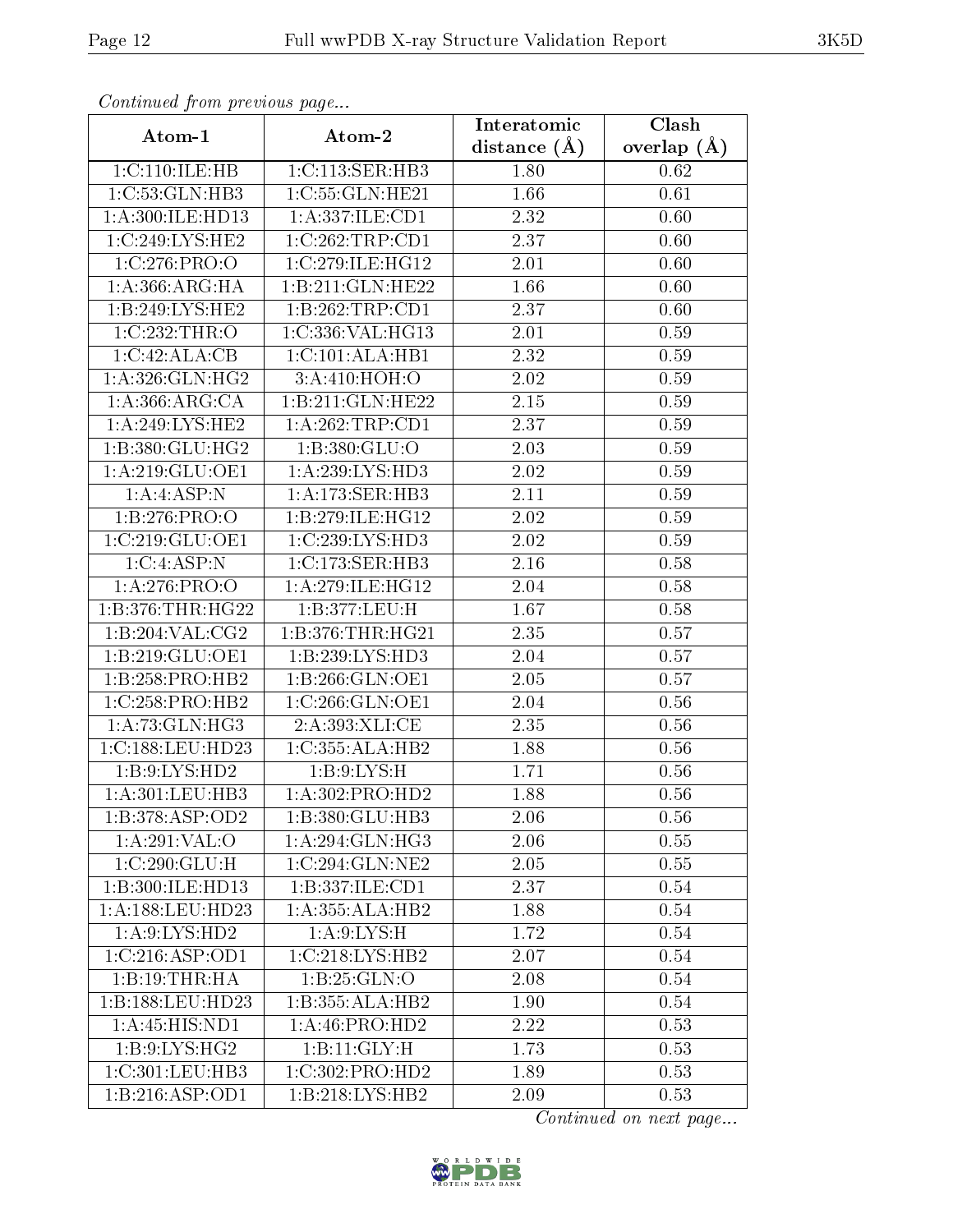*Continued from previous page...*

| Atom-1 | Atom-2 | Interatomic distance (Å) | Clash overlap (Å) |
|---|---|---|---|
| 1:C:110:ILE:HB | 1:C:113:SER:HB3 | 1.80 | 0.62 |
| 1:C:53:GLN:HB3 | 1:C:55:GLN:HE21 | 1.66 | 0.61 |
| 1:A:300:ILE:HD13 | 1:A:337:ILE:CD1 | 2.32 | 0.60 |
| 1:C:249:LYS:HE2 | 1:C:262:TRP:CD1 | 2.37 | 0.60 |
| 1:C:276:PRO:O | 1:C:279:ILE:HG12 | 2.01 | 0.60 |
| 1:A:366:ARG:HA | 1:B:211:GLN:HE22 | 1.66 | 0.60 |
| 1:B:249:LYS:HE2 | 1:B:262:TRP:CD1 | 2.37 | 0.60 |
| 1:C:232:THR:O | 1:C:336:VAL:HG13 | 2.01 | 0.59 |
| 1:C:42:ALA:CB | 1:C:101:ALA:HB1 | 2.32 | 0.59 |
| 1:A:326:GLN:HG2 | 3:A:410:HOH:O | 2.02 | 0.59 |
| 1:A:366:ARG:CA | 1:B:211:GLN:HE22 | 2.15 | 0.59 |
| 1:A:249:LYS:HE2 | 1:A:262:TRP:CD1 | 2.37 | 0.59 |
| 1:B:380:GLU:HG2 | 1:B:380:GLU:O | 2.03 | 0.59 |
| 1:A:219:GLU:OE1 | 1:A:239:LYS:HD3 | 2.02 | 0.59 |
| 1:A:4:ASP:N | 1:A:173:SER:HB3 | 2.11 | 0.59 |
| 1:B:276:PRO:O | 1:B:279:ILE:HG12 | 2.02 | 0.59 |
| 1:C:219:GLU:OE1 | 1:C:239:LYS:HD3 | 2.02 | 0.59 |
| 1:C:4:ASP:N | 1:C:173:SER:HB3 | 2.16 | 0.58 |
| 1:A:276:PRO:O | 1:A:279:ILE:HG12 | 2.04 | 0.58 |
| 1:B:376:THR:HG22 | 1:B:377:LEU:H | 1.67 | 0.58 |
| 1:B:204:VAL:CG2 | 1:B:376:THR:HG21 | 2.35 | 0.57 |
| 1:B:219:GLU:OE1 | 1:B:239:LYS:HD3 | 2.04 | 0.57 |
| 1:B:258:PRO:HB2 | 1:B:266:GLN:OE1 | 2.05 | 0.57 |
| 1:C:258:PRO:HB2 | 1:C:266:GLN:OE1 | 2.04 | 0.56 |
| 1:A:73:GLN:HG3 | 2:A:393:XLI:CE | 2.35 | 0.56 |
| 1:C:188:LEU:HD23 | 1:C:355:ALA:HB2 | 1.88 | 0.56 |
| 1:B:9:LYS:HD2 | 1:B:9:LYS:H | 1.71 | 0.56 |
| 1:A:301:LEU:HB3 | 1:A:302:PRO:HD2 | 1.88 | 0.56 |
| 1:B:378:ASP:OD2 | 1:B:380:GLU:HB3 | 2.06 | 0.56 |
| 1:A:291:VAL:O | 1:A:294:GLN:HG3 | 2.06 | 0.55 |
| 1:C:290:GLU:H | 1:C:294:GLN:NE2 | 2.05 | 0.55 |
| 1:B:300:ILE:HD13 | 1:B:337:ILE:CD1 | 2.37 | 0.54 |
| 1:A:188:LEU:HD23 | 1:A:355:ALA:HB2 | 1.88 | 0.54 |
| 1:A:9:LYS:HD2 | 1:A:9:LYS:H | 1.72 | 0.54 |
| 1:C:216:ASP:OD1 | 1:C:218:LYS:HB2 | 2.07 | 0.54 |
| 1:B:19:THR:HA | 1:B:25:GLN:O | 2.08 | 0.54 |
| 1:B:188:LEU:HD23 | 1:B:355:ALA:HB2 | 1.90 | 0.54 |
| 1:A:45:HIS:ND1 | 1:A:46:PRO:HD2 | 2.22 | 0.53 |
| 1:B:9:LYS:HG2 | 1:B:11:GLY:H | 1.73 | 0.53 |
| 1:C:301:LEU:HB3 | 1:C:302:PRO:HD2 | 1.89 | 0.53 |
| 1:B:216:ASP:OD1 | 1:B:218:LYS:HB2 | 2.09 | 0.53 |

*Continued on next page...*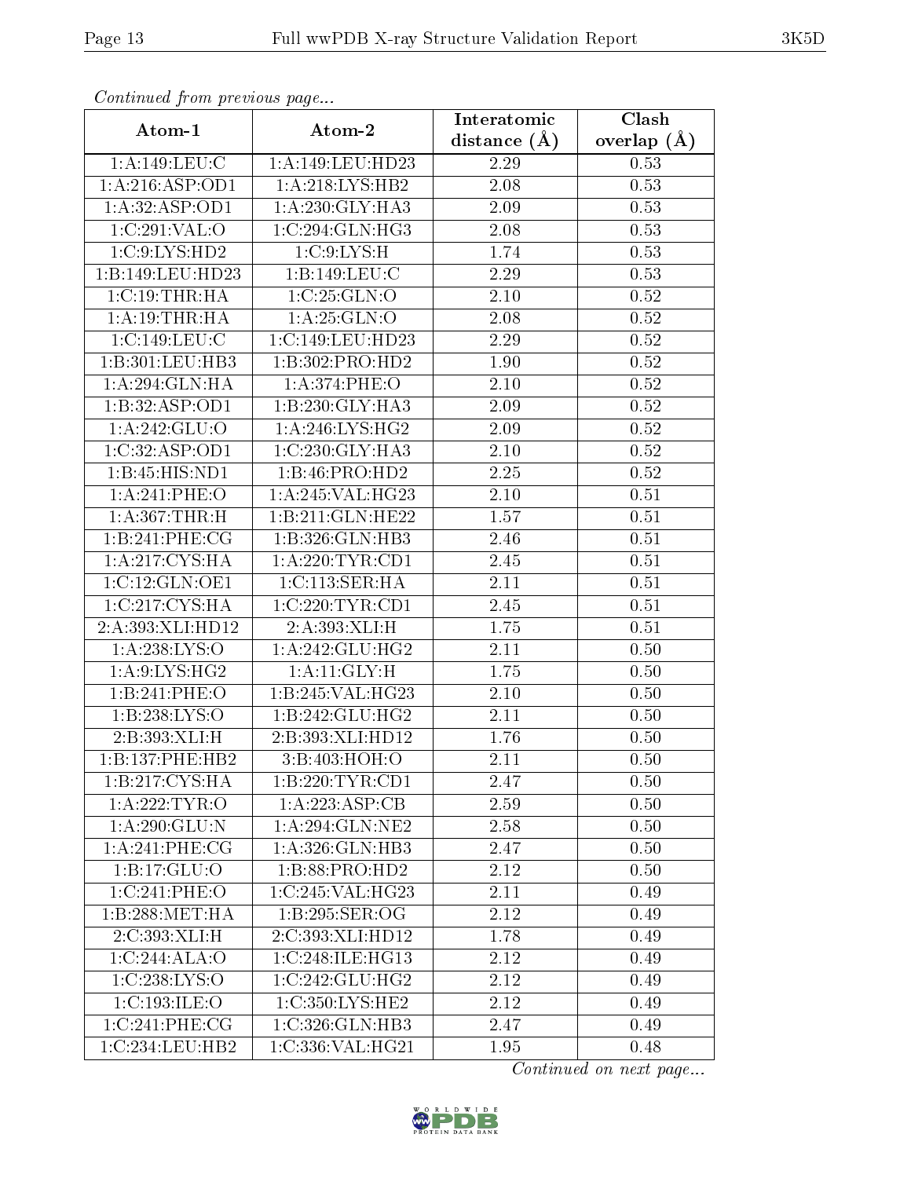*Continued from previous page...*

| Atom-1 | Atom-2 | Interatomic distance (Å) | Clash overlap (Å) |
|---|---|---|---|
| 1:A:149:LEU:C | 1:A:149:LEU:HD23 | 2.29 | 0.53 |
| 1:A:216:ASP:OD1 | 1:A:218:LYS:HB2 | 2.08 | 0.53 |
| 1:A:32:ASP:OD1 | 1:A:230:GLY:HA3 | 2.09 | 0.53 |
| 1:C:291:VAL:O | 1:C:294:GLN:HG3 | 2.08 | 0.53 |
| 1:C:9:LYS:HD2 | 1:C:9:LYS:H | 1.74 | 0.53 |
| 1:B:149:LEU:HD23 | 1:B:149:LEU:C | 2.29 | 0.53 |
| 1:C:19:THR:HA | 1:C:25:GLN:O | 2.10 | 0.52 |
| 1:A:19:THR:HA | 1:A:25:GLN:O | 2.08 | 0.52 |
| 1:C:149:LEU:C | 1:C:149:LEU:HD23 | 2.29 | 0.52 |
| 1:B:301:LEU:HB3 | 1:B:302:PRO:HD2 | 1.90 | 0.52 |
| 1:A:294:GLN:HA | 1:A:374:PHE:O | 2.10 | 0.52 |
| 1:B:32:ASP:OD1 | 1:B:230:GLY:HA3 | 2.09 | 0.52 |
| 1:A:242:GLU:O | 1:A:246:LYS:HG2 | 2.09 | 0.52 |
| 1:C:32:ASP:OD1 | 1:C:230:GLY:HA3 | 2.10 | 0.52 |
| 1:B:45:HIS:ND1 | 1:B:46:PRO:HD2 | 2.25 | 0.52 |
| 1:A:241:PHE:O | 1:A:245:VAL:HG23 | 2.10 | 0.51 |
| 1:A:367:THR:H | 1:B:211:GLN:HE22 | 1.57 | 0.51 |
| 1:B:241:PHE:CG | 1:B:326:GLN:HB3 | 2.46 | 0.51 |
| 1:A:217:CYS:HA | 1:A:220:TYR:CD1 | 2.45 | 0.51 |
| 1:C:12:GLN:OE1 | 1:C:113:SER:HA | 2.11 | 0.51 |
| 1:C:217:CYS:HA | 1:C:220:TYR:CD1 | 2.45 | 0.51 |
| 2:A:393:XLI:HD12 | 2:A:393:XLI:H | 1.75 | 0.51 |
| 1:A:238:LYS:O | 1:A:242:GLU:HG2 | 2.11 | 0.50 |
| 1:A:9:LYS:HG2 | 1:A:11:GLY:H | 1.75 | 0.50 |
| 1:B:241:PHE:O | 1:B:245:VAL:HG23 | 2.10 | 0.50 |
| 1:B:238:LYS:O | 1:B:242:GLU:HG2 | 2.11 | 0.50 |
| 2:B:393:XLI:H | 2:B:393:XLI:HD12 | 1.76 | 0.50 |
| 1:B:137:PHE:HB2 | 3:B:403:HOH:O | 2.11 | 0.50 |
| 1:B:217:CYS:HA | 1:B:220:TYR:CD1 | 2.47 | 0.50 |
| 1:A:222:TYR:O | 1:A:223:ASP:CB | 2.59 | 0.50 |
| 1:A:290:GLU:N | 1:A:294:GLN:NE2 | 2.58 | 0.50 |
| 1:A:241:PHE:CG | 1:A:326:GLN:HB3 | 2.47 | 0.50 |
| 1:B:17:GLU:O | 1:B:88:PRO:HD2 | 2.12 | 0.50 |
| 1:C:241:PHE:O | 1:C:245:VAL:HG23 | 2.11 | 0.49 |
| 1:B:288:MET:HA | 1:B:295:SER:OG | 2.12 | 0.49 |
| 2:C:393:XLI:H | 2:C:393:XLI:HD12 | 1.78 | 0.49 |
| 1:C:244:ALA:O | 1:C:248:ILE:HG13 | 2.12 | 0.49 |
| 1:C:238:LYS:O | 1:C:242:GLU:HG2 | 2.12 | 0.49 |
| 1:C:193:ILE:O | 1:C:350:LYS:HE2 | 2.12 | 0.49 |
| 1:C:241:PHE:CG | 1:C:326:GLN:HB3 | 2.47 | 0.49 |
| 1:C:234:LEU:HB2 | 1:C:336:VAL:HG21 | 1.95 | 0.48 |

*Continued on next page...*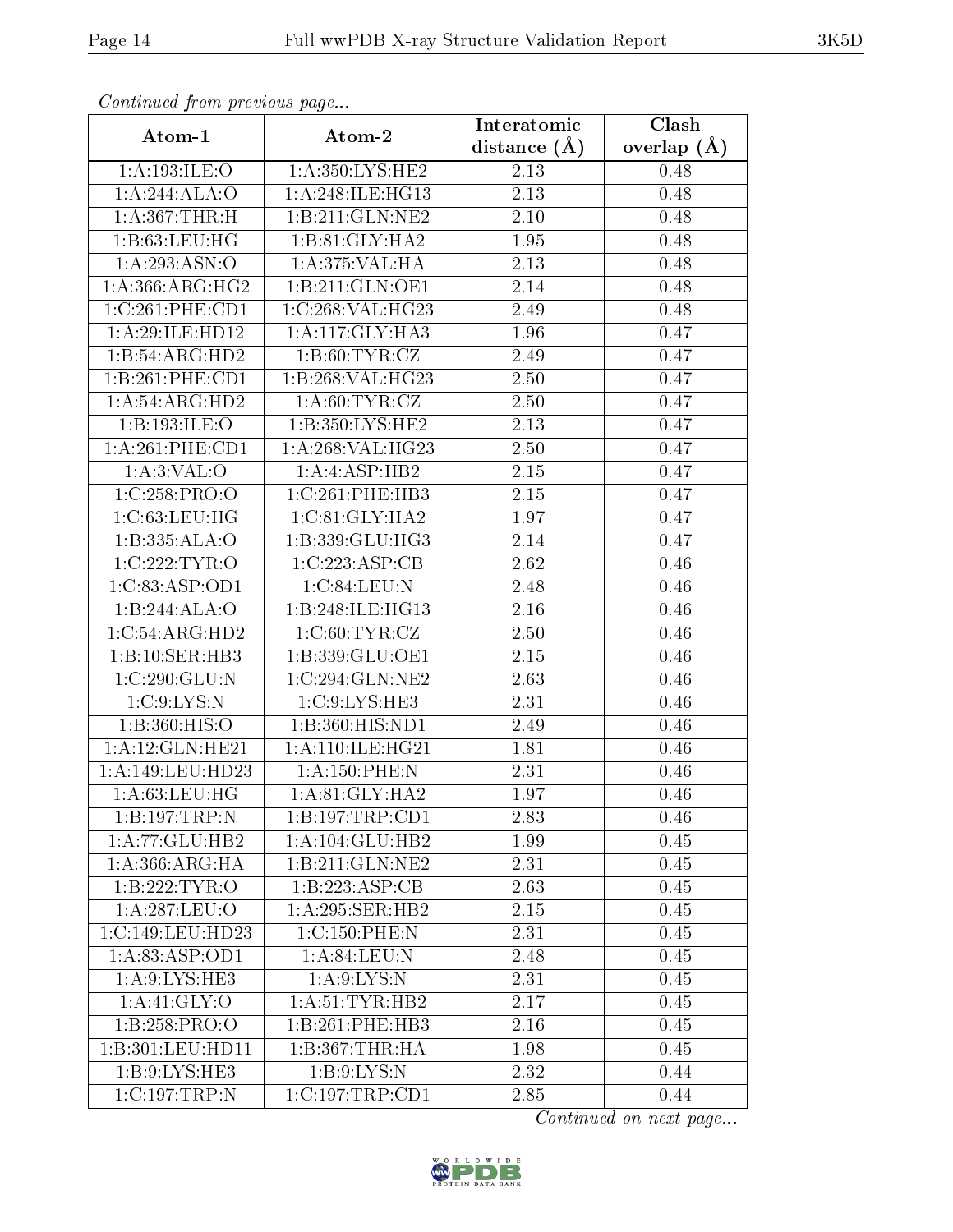*Continued from previous page...*

| Atom-1 | Atom-2 | Interatomic distance (Å) | Clash overlap (Å) |
|---|---|---|---|
| 1:A:193:ILE:O | 1:A:350:LYS:HE2 | 2.13 | 0.48 |
| 1:A:244:ALA:O | 1:A:248:ILE:HG13 | 2.13 | 0.48 |
| 1:A:367:THR:H | 1:B:211:GLN:NE2 | 2.10 | 0.48 |
| 1:B:63:LEU:HG | 1:B:81:GLY:HA2 | 1.95 | 0.48 |
| 1:A:293:ASN:O | 1:A:375:VAL:HA | 2.13 | 0.48 |
| 1:A:366:ARG:HG2 | 1:B:211:GLN:OE1 | 2.14 | 0.48 |
| 1:C:261:PHE:CD1 | 1:C:268:VAL:HG23 | 2.49 | 0.48 |
| 1:A:29:ILE:HD12 | 1:A:117:GLY:HA3 | 1.96 | 0.47 |
| 1:B:54:ARG:HD2 | 1:B:60:TYR:CZ | 2.49 | 0.47 |
| 1:B:261:PHE:CD1 | 1:B:268:VAL:HG23 | 2.50 | 0.47 |
| 1:A:54:ARG:HD2 | 1:A:60:TYR:CZ | 2.50 | 0.47 |
| 1:B:193:ILE:O | 1:B:350:LYS:HE2 | 2.13 | 0.47 |
| 1:A:261:PHE:CD1 | 1:A:268:VAL:HG23 | 2.50 | 0.47 |
| 1:A:3:VAL:O | 1:A:4:ASP:HB2 | 2.15 | 0.47 |
| 1:C:258:PRO:O | 1:C:261:PHE:HB3 | 2.15 | 0.47 |
| 1:C:63:LEU:HG | 1:C:81:GLY:HA2 | 1.97 | 0.47 |
| 1:B:335:ALA:O | 1:B:339:GLU:HG3 | 2.14 | 0.47 |
| 1:C:222:TYR:O | 1:C:223:ASP:CB | 2.62 | 0.46 |
| 1:C:83:ASP:OD1 | 1:C:84:LEU:N | 2.48 | 0.46 |
| 1:B:244:ALA:O | 1:B:248:ILE:HG13 | 2.16 | 0.46 |
| 1:C:54:ARG:HD2 | 1:C:60:TYR:CZ | 2.50 | 0.46 |
| 1:B:10:SER:HB3 | 1:B:339:GLU:OE1 | 2.15 | 0.46 |
| 1:C:290:GLU:N | 1:C:294:GLN:NE2 | 2.63 | 0.46 |
| 1:C:9:LYS:N | 1:C:9:LYS:HE3 | 2.31 | 0.46 |
| 1:B:360:HIS:O | 1:B:360:HIS:ND1 | 2.49 | 0.46 |
| 1:A:12:GLN:HE21 | 1:A:110:ILE:HG21 | 1.81 | 0.46 |
| 1:A:149:LEU:HD23 | 1:A:150:PHE:N | 2.31 | 0.46 |
| 1:A:63:LEU:HG | 1:A:81:GLY:HA2 | 1.97 | 0.46 |
| 1:B:197:TRP:N | 1:B:197:TRP:CD1 | 2.83 | 0.46 |
| 1:A:77:GLU:HB2 | 1:A:104:GLU:HB2 | 1.99 | 0.45 |
| 1:A:366:ARG:HA | 1:B:211:GLN:NE2 | 2.31 | 0.45 |
| 1:B:222:TYR:O | 1:B:223:ASP:CB | 2.63 | 0.45 |
| 1:A:287:LEU:O | 1:A:295:SER:HB2 | 2.15 | 0.45 |
| 1:C:149:LEU:HD23 | 1:C:150:PHE:N | 2.31 | 0.45 |
| 1:A:83:ASP:OD1 | 1:A:84:LEU:N | 2.48 | 0.45 |
| 1:A:9:LYS:HE3 | 1:A:9:LYS:N | 2.31 | 0.45 |
| 1:A:41:GLY:O | 1:A:51:TYR:HB2 | 2.17 | 0.45 |
| 1:B:258:PRO:O | 1:B:261:PHE:HB3 | 2.16 | 0.45 |
| 1:B:301:LEU:HD11 | 1:B:367:THR:HA | 1.98 | 0.45 |
| 1:B:9:LYS:HE3 | 1:B:9:LYS:N | 2.32 | 0.44 |
| 1:C:197:TRP:N | 1:C:197:TRP:CD1 | 2.85 | 0.44 |

*Continued on next page...*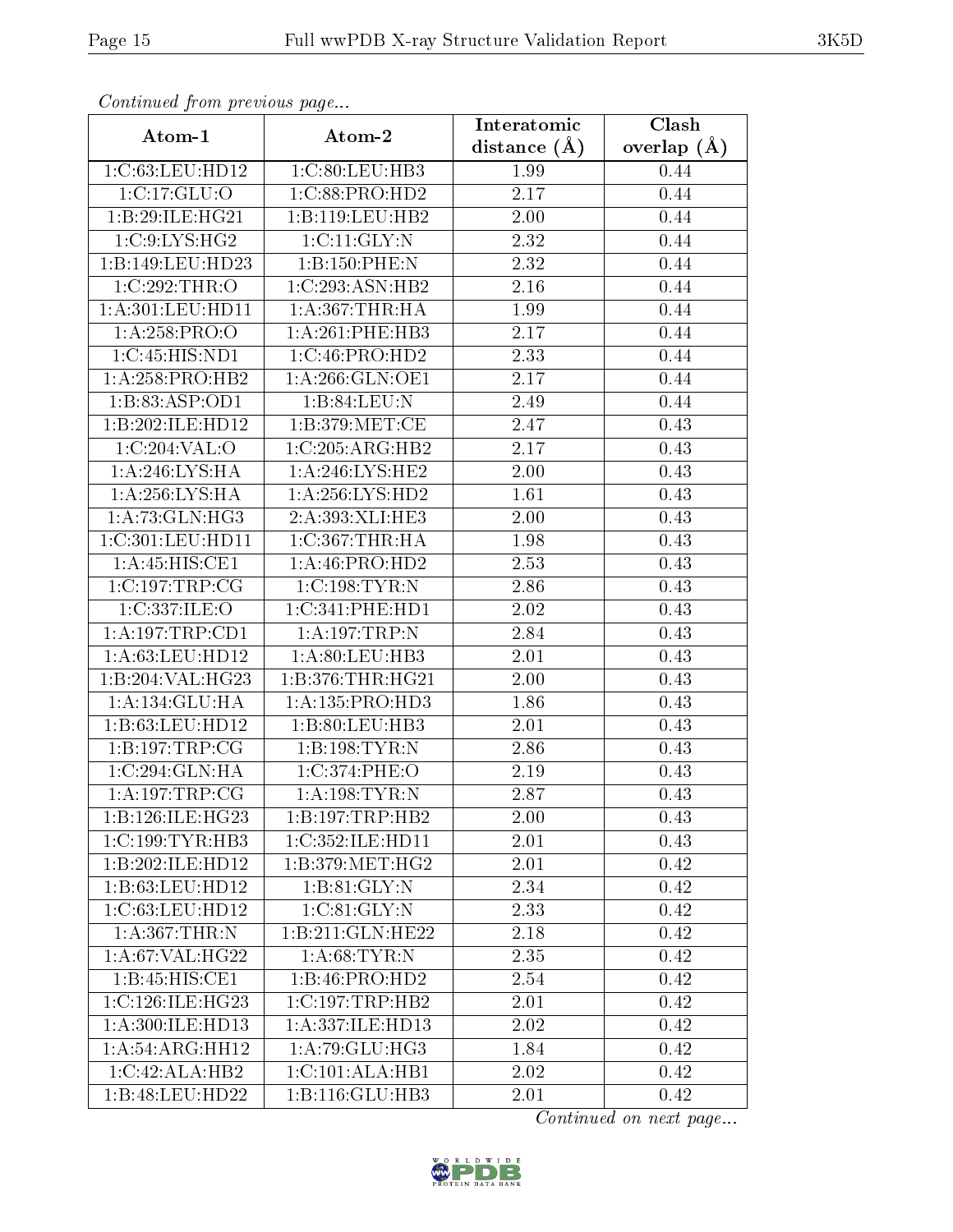*Continued from previous page...*

| Atom-1 | Atom-2 | Interatomic distance (Å) | Clash overlap (Å) |
|---|---|---|---|
| 1:C:63:LEU:HD12 | 1:C:80:LEU:HB3 | 1.99 | 0.44 |
| 1:C:17:GLU:O | 1:C:88:PRO:HD2 | 2.17 | 0.44 |
| 1:B:29:ILE:HG21 | 1:B:119:LEU:HB2 | 2.00 | 0.44 |
| 1:C:9:LYS:HG2 | 1:C:11:GLY:N | 2.32 | 0.44 |
| 1:B:149:LEU:HD23 | 1:B:150:PHE:N | 2.32 | 0.44 |
| 1:C:292:THR:O | 1:C:293:ASN:HB2 | 2.16 | 0.44 |
| 1:A:301:LEU:HD11 | 1:A:367:THR:HA | 1.99 | 0.44 |
| 1:A:258:PRO:O | 1:A:261:PHE:HB3 | 2.17 | 0.44 |
| 1:C:45:HIS:ND1 | 1:C:46:PRO:HD2 | 2.33 | 0.44 |
| 1:A:258:PRO:HB2 | 1:A:266:GLN:OE1 | 2.17 | 0.44 |
| 1:B:83:ASP:OD1 | 1:B:84:LEU:N | 2.49 | 0.44 |
| 1:B:202:ILE:HD12 | 1:B:379:MET:CE | 2.47 | 0.43 |
| 1:C:204:VAL:O | 1:C:205:ARG:HB2 | 2.17 | 0.43 |
| 1:A:246:LYS:HA | 1:A:246:LYS:HE2 | 2.00 | 0.43 |
| 1:A:256:LYS:HA | 1:A:256:LYS:HD2 | 1.61 | 0.43 |
| 1:A:73:GLN:HG3 | 2:A:393:XLI:HE3 | 2.00 | 0.43 |
| 1:C:301:LEU:HD11 | 1:C:367:THR:HA | 1.98 | 0.43 |
| 1:A:45:HIS:CE1 | 1:A:46:PRO:HD2 | 2.53 | 0.43 |
| 1:C:197:TRP:CG | 1:C:198:TYR:N | 2.86 | 0.43 |
| 1:C:337:ILE:O | 1:C:341:PHE:HD1 | 2.02 | 0.43 |
| 1:A:197:TRP:CD1 | 1:A:197:TRP:N | 2.84 | 0.43 |
| 1:A:63:LEU:HD12 | 1:A:80:LEU:HB3 | 2.01 | 0.43 |
| 1:B:204:VAL:HG23 | 1:B:376:THR:HG21 | 2.00 | 0.43 |
| 1:A:134:GLU:HA | 1:A:135:PRO:HD3 | 1.86 | 0.43 |
| 1:B:63:LEU:HD12 | 1:B:80:LEU:HB3 | 2.01 | 0.43 |
| 1:B:197:TRP:CG | 1:B:198:TYR:N | 2.86 | 0.43 |
| 1:C:294:GLN:HA | 1:C:374:PHE:O | 2.19 | 0.43 |
| 1:A:197:TRP:CG | 1:A:198:TYR:N | 2.87 | 0.43 |
| 1:B:126:ILE:HG23 | 1:B:197:TRP:HB2 | 2.00 | 0.43 |
| 1:C:199:TYR:HB3 | 1:C:352:ILE:HD11 | 2.01 | 0.43 |
| 1:B:202:ILE:HD12 | 1:B:379:MET:HG2 | 2.01 | 0.42 |
| 1:B:63:LEU:HD12 | 1:B:81:GLY:N | 2.34 | 0.42 |
| 1:C:63:LEU:HD12 | 1:C:81:GLY:N | 2.33 | 0.42 |
| 1:A:367:THR:N | 1:B:211:GLN:HE22 | 2.18 | 0.42 |
| 1:A:67:VAL:HG22 | 1:A:68:TYR:N | 2.35 | 0.42 |
| 1:B:45:HIS:CE1 | 1:B:46:PRO:HD2 | 2.54 | 0.42 |
| 1:C:126:ILE:HG23 | 1:C:197:TRP:HB2 | 2.01 | 0.42 |
| 1:A:300:ILE:HD13 | 1:A:337:ILE:HD13 | 2.02 | 0.42 |
| 1:A:54:ARG:HH12 | 1:A:79:GLU:HG3 | 1.84 | 0.42 |
| 1:C:42:ALA:HB2 | 1:C:101:ALA:HB1 | 2.02 | 0.42 |
| 1:B:48:LEU:HD22 | 1:B:116:GLU:HB3 | 2.01 | 0.42 |

*Continued on next page...*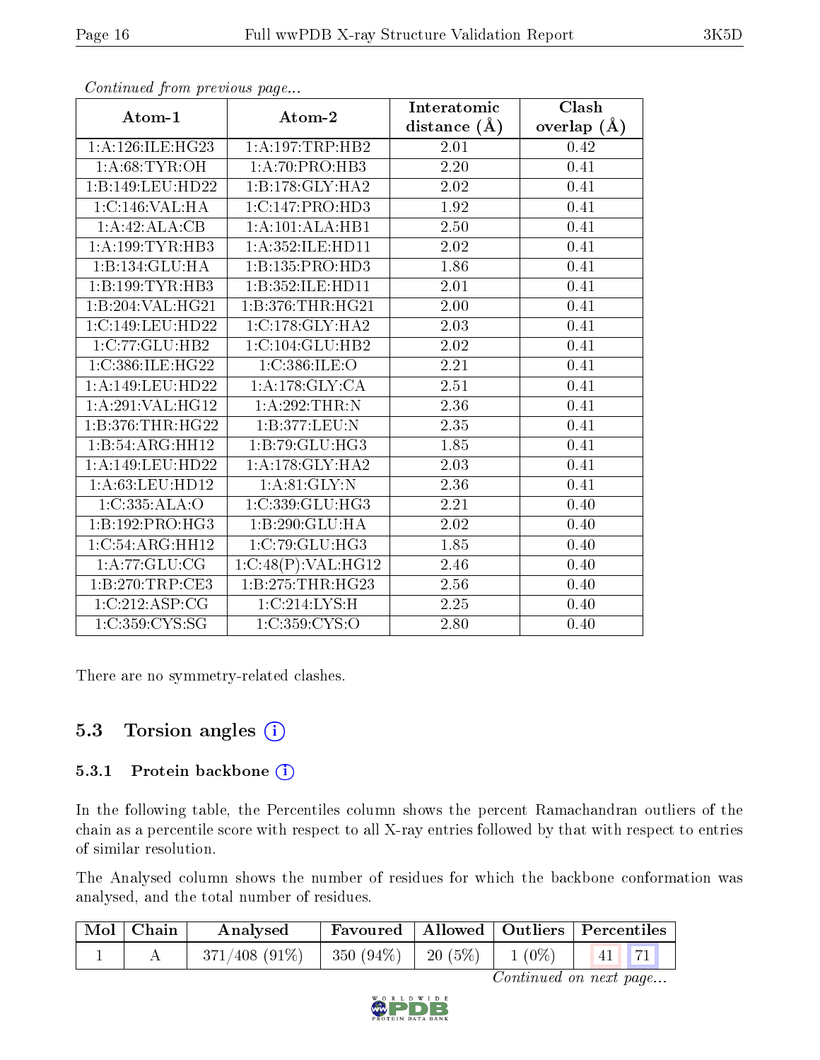*Continued from previous page...*

| Atom-1 | Atom-2 | Interatomic distance (Å) | Clash overlap (Å) |
|---|---|---|---|
| 1:A:126:ILE:HG23 | 1:A:197:TRP:HB2 | 2.01 | 0.42 |
| 1:A:68:TYR:OH | 1:A:70:PRO:HB3 | 2.20 | 0.41 |
| 1:B:149:LEU:HD22 | 1:B:178:GLY:HA2 | 2.02 | 0.41 |
| 1:C:146:VAL:HA | 1:C:147:PRO:HD3 | 1.92 | 0.41 |
| 1:A:42:ALA:CB | 1:A:101:ALA:HB1 | 2.50 | 0.41 |
| 1:A:199:TYR:HB3 | 1:A:352:ILE:HD11 | 2.02 | 0.41 |
| 1:B:134:GLU:HA | 1:B:135:PRO:HD3 | 1.86 | 0.41 |
| 1:B:199:TYR:HB3 | 1:B:352:ILE:HD11 | 2.01 | 0.41 |
| 1:B:204:VAL:HG21 | 1:B:376:THR:HG21 | 2.00 | 0.41 |
| 1:C:149:LEU:HD22 | 1:C:178:GLY:HA2 | 2.03 | 0.41 |
| 1:C:77:GLU:HB2 | 1:C:104:GLU:HB2 | 2.02 | 0.41 |
| 1:C:386:ILE:HG22 | 1:C:386:ILE:O | 2.21 | 0.41 |
| 1:A:149:LEU:HD22 | 1:A:178:GLY:CA | 2.51 | 0.41 |
| 1:A:291:VAL:HG12 | 1:A:292:THR:N | 2.36 | 0.41 |
| 1:B:376:THR:HG22 | 1:B:377:LEU:N | 2.35 | 0.41 |
| 1:B:54:ARG:HH12 | 1:B:79:GLU:HG3 | 1.85 | 0.41 |
| 1:A:149:LEU:HD22 | 1:A:178:GLY:HA2 | 2.03 | 0.41 |
| 1:A:63:LEU:HD12 | 1:A:81:GLY:N | 2.36 | 0.41 |
| 1:C:335:ALA:O | 1:C:339:GLU:HG3 | 2.21 | 0.40 |
| 1:B:192:PRO:HG3 | 1:B:290:GLU:HA | 2.02 | 0.40 |
| 1:C:54:ARG:HH12 | 1:C:79:GLU:HG3 | 1.85 | 0.40 |
| 1:A:77:GLU:CG | 1:C:48(P):VAL:HG12 | 2.46 | 0.40 |
| 1:B:270:TRP:CE3 | 1:B:275:THR:HG23 | 2.56 | 0.40 |
| 1:C:212:ASP:CG | 1:C:214:LYS:H | 2.25 | 0.40 |
| 1:C:359:CYS:SG | 1:C:359:CYS:O | 2.80 | 0.40 |

There are no symmetry-related clashes.

## 5.3 Torsion angles

### 5.3.1 Protein backbone

In the following table, the Percentiles column shows the percent Ramachandran outliers of the chain as a percentile score with respect to all X-ray entries followed by that with respect to entries of similar resolution.

The Analysed column shows the number of residues for which the backbone conformation was analysed, and the total number of residues.

| Mol | Chain | Analysed | Favoured | Allowed | Outliers | Percentiles | |
|---|---|---|---|---|---|---|---|
| 1 | A | 371/408 (91%) | 350 (94%) | 20 (5%) | 1 (0%) | 41 | 71 |

*Continued on next page...*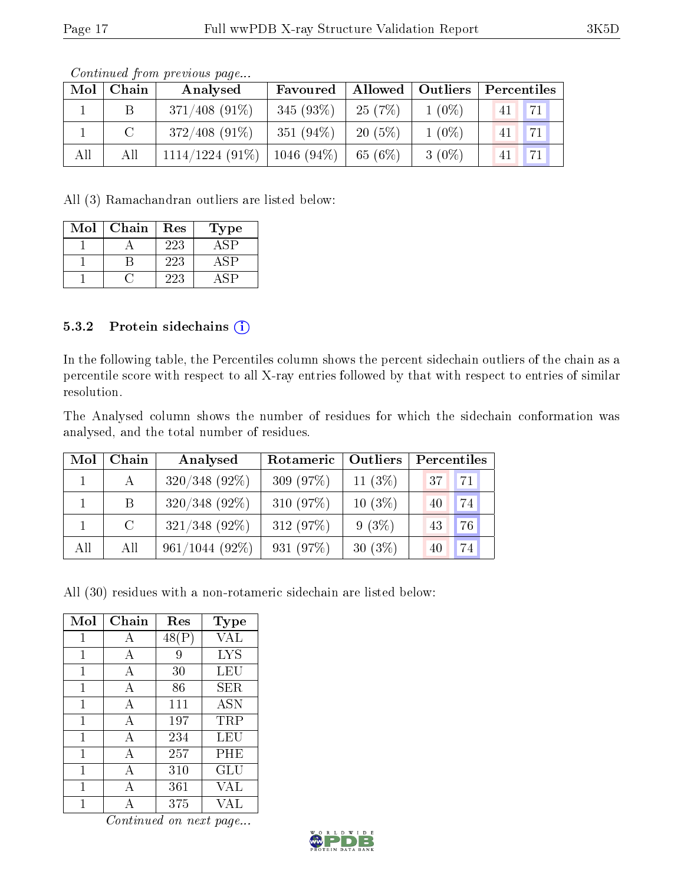*Continued from previous page...*

| Mol | Chain | Analysed | Favoured | Allowed | Outliers | Percentiles | |
|---|---|---|---|---|---|---|---|
| 1 | B | 371/408 (91%) | 345 (93%) | 25 (7%) | 1 (0%) | 41 | 71 |
| 1 | C | 372/408 (91%) | 351 (94%) | 20 (5%) | 1 (0%) | 41 | 71 |
| All | All | 1114/1224 (91%) | 1046 (94%) | 65 (6%) | 3 (0%) | 41 | 71 |

All (3) Ramachandran outliers are listed below:

| Mol | Chain | Res | Type |
|---|---|---|---|
| 1 | A | 223 | ASP |
| 1 | B | 223 | ASP |
| 1 | C | 223 | ASP |

### 5.3.2 Protein sidechains

In the following table, the Percentiles column shows the percent sidechain outliers of the chain as a percentile score with respect to all X-ray entries followed by that with respect to entries of similar resolution.

The Analysed column shows the number of residues for which the sidechain conformation was analysed, and the total number of residues.

| Mol | Chain | Analysed | Rotameric | Outliers | Percentiles | |
|---|---|---|---|---|---|---|
| 1 | A | 320/348 (92%) | 309 (97%) | 11 (3%) | 37 | 71 |
| 1 | B | 320/348 (92%) | 310 (97%) | 10 (3%) | 40 | 74 |
| 1 | C | 321/348 (92%) | 312 (97%) | 9 (3%) | 43 | 76 |
| All | All | 961/1044 (92%) | 931 (97%) | 30 (3%) | 40 | 74 |

All (30) residues with a non-rotameric sidechain are listed below:

| Mol | Chain | Res | Type |
|---|---|---|---|
| 1 | A | 48(P) | VAL |
| 1 | A | 9 | LYS |
| 1 | A | 30 | LEU |
| 1 | A | 86 | SER |
| 1 | A | 111 | ASN |
| 1 | A | 197 | TRP |
| 1 | A | 234 | LEU |
| 1 | A | 257 | PHE |
| 1 | A | 310 | GLU |
| 1 | A | 361 | VAL |
| 1 | A | 375 | VAL |

*Continued on next page...*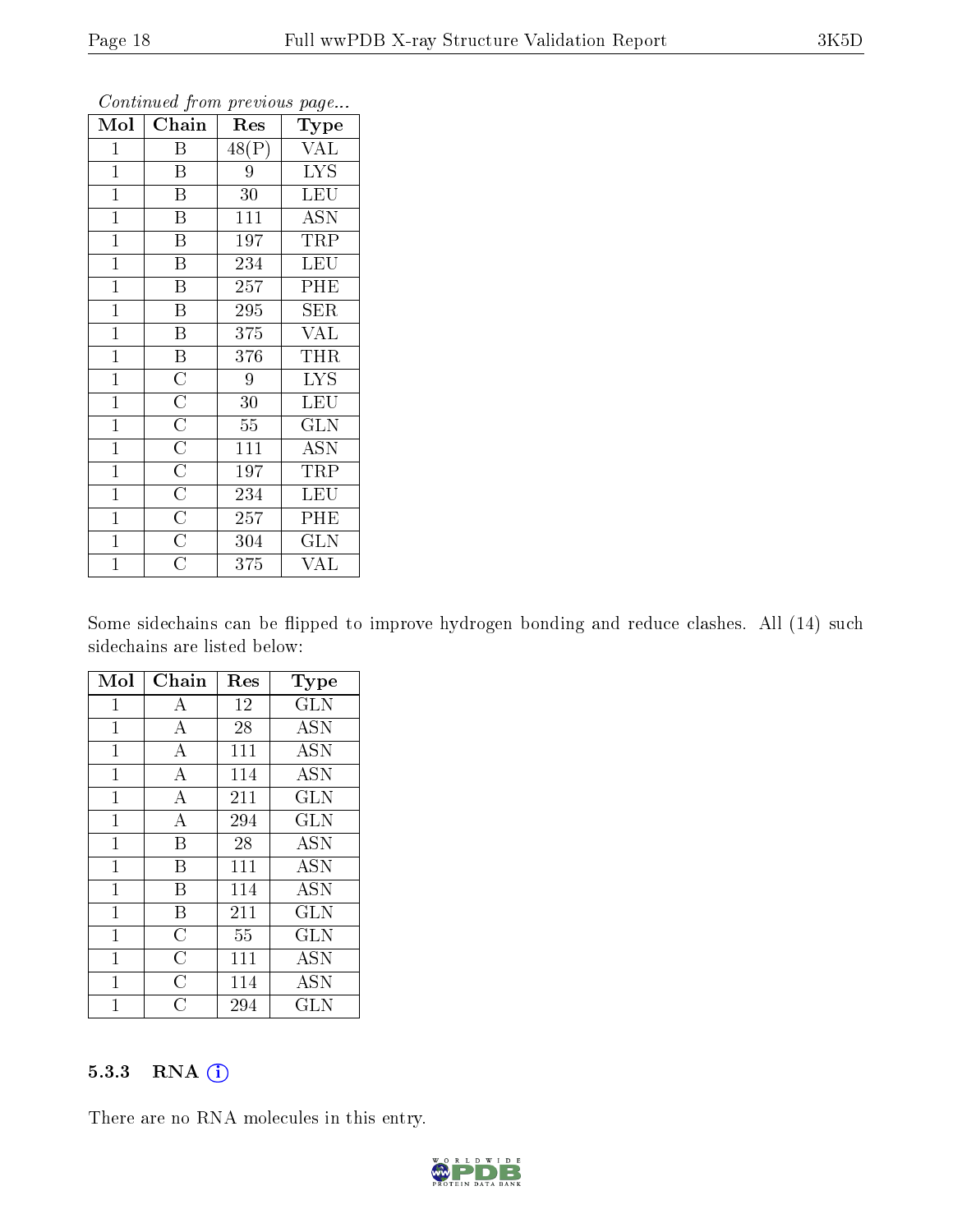*Continued from previous page...*

| Mol | Chain | Res | Type |
| --- | --- | --- | --- |
| 1 | B | 48(P) | VAL |
| 1 | B | 9 | LYS |
| 1 | B | 30 | LEU |
| 1 | B | 111 | ASN |
| 1 | B | 197 | TRP |
| 1 | B | 234 | LEU |
| 1 | B | 257 | PHE |
| 1 | B | 295 | SER |
| 1 | B | 375 | VAL |
| 1 | B | 376 | THR |
| 1 | C | 9 | LYS |
| 1 | C | 30 | LEU |
| 1 | C | 55 | GLN |
| 1 | C | 111 | ASN |
| 1 | C | 197 | TRP |
| 1 | C | 234 | LEU |
| 1 | C | 257 | PHE |
| 1 | C | 304 | GLN |
| 1 | C | 375 | VAL |

Some sidechains can be flipped to improve hydrogen bonding and reduce clashes. All (14) such sidechains are listed below:

| Mol | Chain | Res | Type |
| --- | --- | --- | --- |
| 1 | A | 12 | GLN |
| 1 | A | 28 | ASN |
| 1 | A | 111 | ASN |
| 1 | A | 114 | ASN |
| 1 | A | 211 | GLN |
| 1 | A | 294 | GLN |
| 1 | B | 28 | ASN |
| 1 | B | 111 | ASN |
| 1 | B | 114 | ASN |
| 1 | B | 211 | GLN |
| 1 | C | 55 | GLN |
| 1 | C | 111 | ASN |
| 1 | C | 114 | ASN |
| 1 | C | 294 | GLN |

### 5.3.3 RNA

There are no RNA molecules in this entry.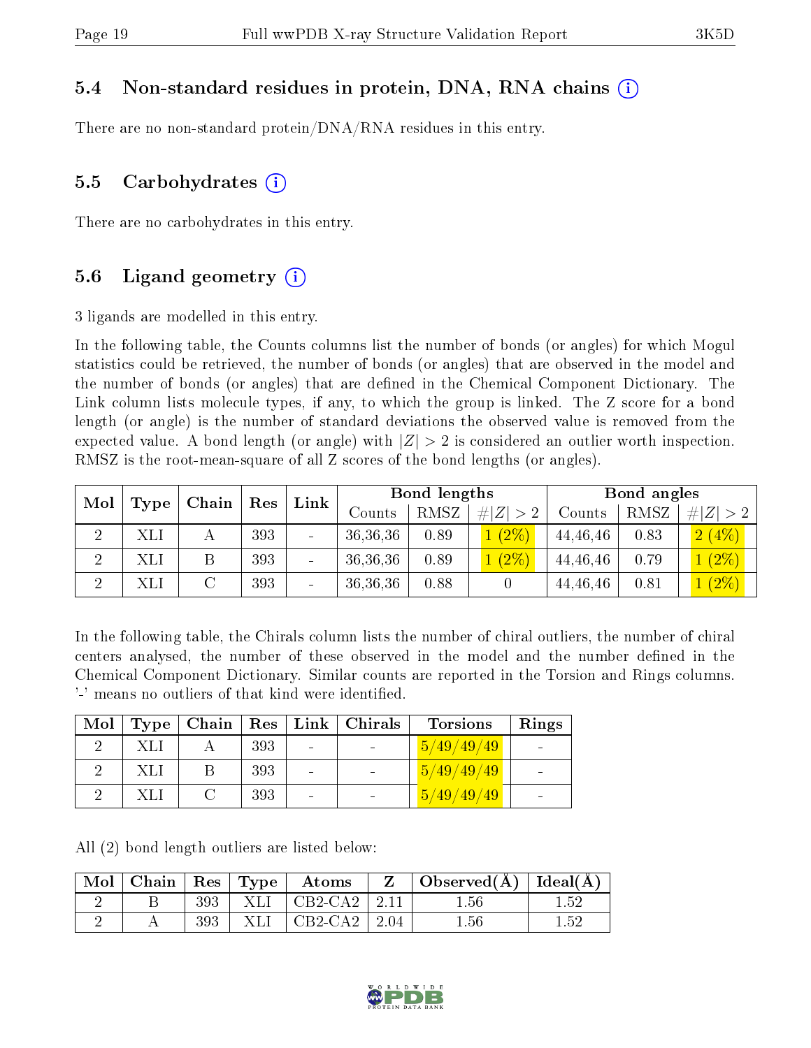### 5.4 Non-standard residues in protein, DNA, RNA chains

There are no non-standard protein/DNA/RNA residues in this entry.

### 5.5 Carbohydrates

There are no carbohydrates in this entry.

### 5.6 Ligand geometry

3 ligands are modelled in this entry.

In the following table, the Counts columns list the number of bonds (or angles) for which Mogul statistics could be retrieved, the number of bonds (or angles) that are observed in the model and the number of bonds (or angles) that are defined in the Chemical Component Dictionary. The Link column lists molecule types, if any, to which the group is linked. The Z score for a bond length (or angle) is the number of standard deviations the observed value is removed from the expected value. A bond length (or angle) with $|Z| > 2$ is considered an outlier worth inspection. RMSZ is the root-mean-square of all Z scores of the bond lengths (or angles).

| Mol | Type | Chain | Res | Link | Bond lengths | | | Bond angles | | |
|---|---|---|---|---|---|---|---|---|---|---|
| | | | | | Counts | RMSZ | #$\|Z\| > 2$ | Counts | RMSZ | #$\|Z\| > 2$ |
| 2 | XLI | A | 393 | - | 36,36,36 | 0.89 | 1 (2%) | 44,46,46 | 0.83 | 2 (4%) |
| 2 | XLI | B | 393 | - | 36,36,36 | 0.89 | 1 (2%) | 44,46,46 | 0.79 | 1 (2%) |
| 2 | XLI | C | 393 | - | 36,36,36 | 0.88 | 0 | 44,46,46 | 0.81 | 1 (2%) |

In the following table, the Chirals column lists the number of chiral outliers, the number of chiral centers analysed, the number of these observed in the model and the number defined in the Chemical Component Dictionary. Similar counts are reported in the Torsion and Rings columns. '-' means no outliers of that kind were identified.

| Mol | Type | Chain | Res | Link | Chirals | Torsions | Rings |
|---|---|---|---|---|---|---|---|
| 2 | XLI | A | 393 | - | - | 5/49/49/49 | - |
| 2 | XLI | B | 393 | - | - | 5/49/49/49 | - |
| 2 | XLI | C | 393 | - | - | 5/49/49/49 | - |

All (2) bond length outliers are listed below:

| Mol | Chain | Res | Type | Atoms | Z | Observed(Å) | Ideal(Å) |
|---|---|---|---|---|---|---|---|
| 2 | B | 393 | XLI | CB2-CA2 | 2.11 | 1.56 | 1.52 |
| 2 | A | 393 | XLI | CB2-CA2 | 2.04 | 1.56 | 1.52 |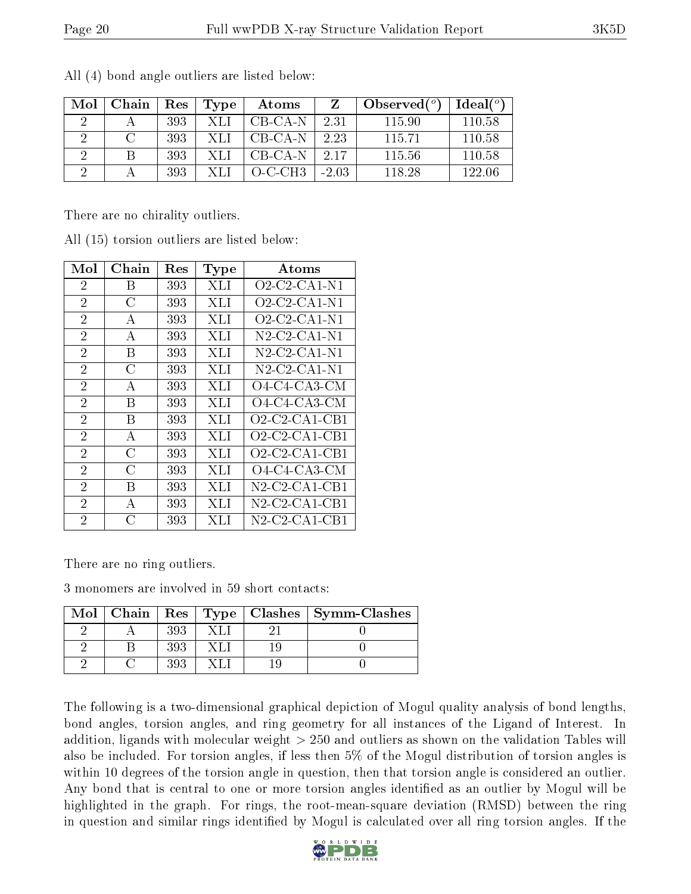All (4) bond angle outliers are listed below:

| Mol | Chain | Res | Type | Atoms | Z | Observed($^o$) | Ideal($^o$) |
|---|---|---|---|---|---|---|---|
| 2 | A | 393 | XLI | CB-CA-N | 2.31 | 115.90 | 110.58 |
| 2 | C | 393 | XLI | CB-CA-N | 2.23 | 115.71 | 110.58 |
| 2 | B | 393 | XLI | CB-CA-N | 2.17 | 115.56 | 110.58 |
| 2 | A | 393 | XLI | O-C-CH3 | -2.03 | 118.28 | 122.06 |

There are no chirality outliers.

All (15) torsion outliers are listed below:

| Mol | Chain | Res | Type | Atoms |
|---|---|---|---|---|
| 2 | B | 393 | XLI | O2-C2-CA1-N1 |
| 2 | C | 393 | XLI | O2-C2-CA1-N1 |
| 2 | A | 393 | XLI | O2-C2-CA1-N1 |
| 2 | A | 393 | XLI | N2-C2-CA1-N1 |
| 2 | B | 393 | XLI | N2-C2-CA1-N1 |
| 2 | C | 393 | XLI | N2-C2-CA1-N1 |
| 2 | A | 393 | XLI | O4-C4-CA3-CM |
| 2 | B | 393 | XLI | O4-C4-CA3-CM |
| 2 | B | 393 | XLI | O2-C2-CA1-CB1 |
| 2 | A | 393 | XLI | O2-C2-CA1-CB1 |
| 2 | C | 393 | XLI | O2-C2-CA1-CB1 |
| 2 | C | 393 | XLI | O4-C4-CA3-CM |
| 2 | B | 393 | XLI | N2-C2-CA1-CB1 |
| 2 | A | 393 | XLI | N2-C2-CA1-CB1 |
| 2 | C | 393 | XLI | N2-C2-CA1-CB1 |

There are no ring outliers.

3 monomers are involved in 59 short contacts:

| Mol | Chain | Res | Type | Clashes | Symm-Clashes |
|---|---|---|---|---|---|
| 2 | A | 393 | XLI | 21 | 0 |
| 2 | B | 393 | XLI | 19 | 0 |
| 2 | C | 393 | XLI | 19 | 0 |

The following is a two-dimensional graphical depiction of Mogul quality analysis of bond lengths, bond angles, torsion angles, and ring geometry for all instances of the Ligand of Interest. In addition, ligands with molecular weight > 250 and outliers as shown on the validation Tables will also be included. For torsion angles, if less then 5% of the Mogul distribution of torsion angles is within 10 degrees of the torsion angle in question, then that torsion angle is considered an outlier. Any bond that is central to one or more torsion angles identified as an outlier by Mogul will be highlighted in the graph. For rings, the root-mean-square deviation (RMSD) between the ring in question and similar rings identified by Mogul is calculated over all ring torsion angles. If the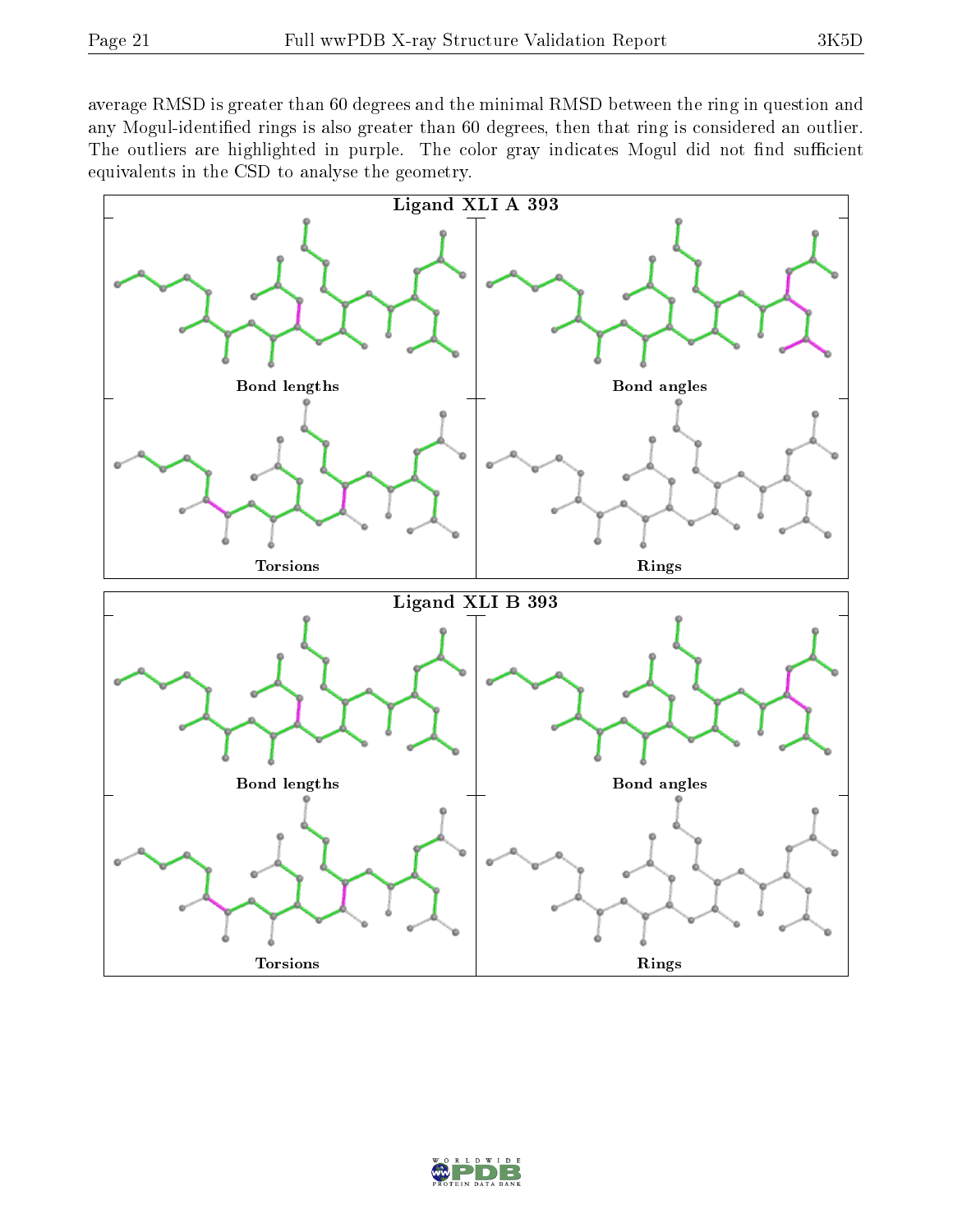average RMSD is greater than 60 degrees and the minimal RMSD between the ring in question and any Mogul-identified rings is also greater than 60 degrees, then that ring is considered an outlier. The outliers are highlighted in purple. The color gray indicates Mogul did not find sufficient equivalents in the CSD to analyse the geometry.

Ligand XLI A 393

Bond lengths

Bond angles

Torsions

Rings

Ligand XLI B 393

Bond lengths

Bond angles

Torsions

Rings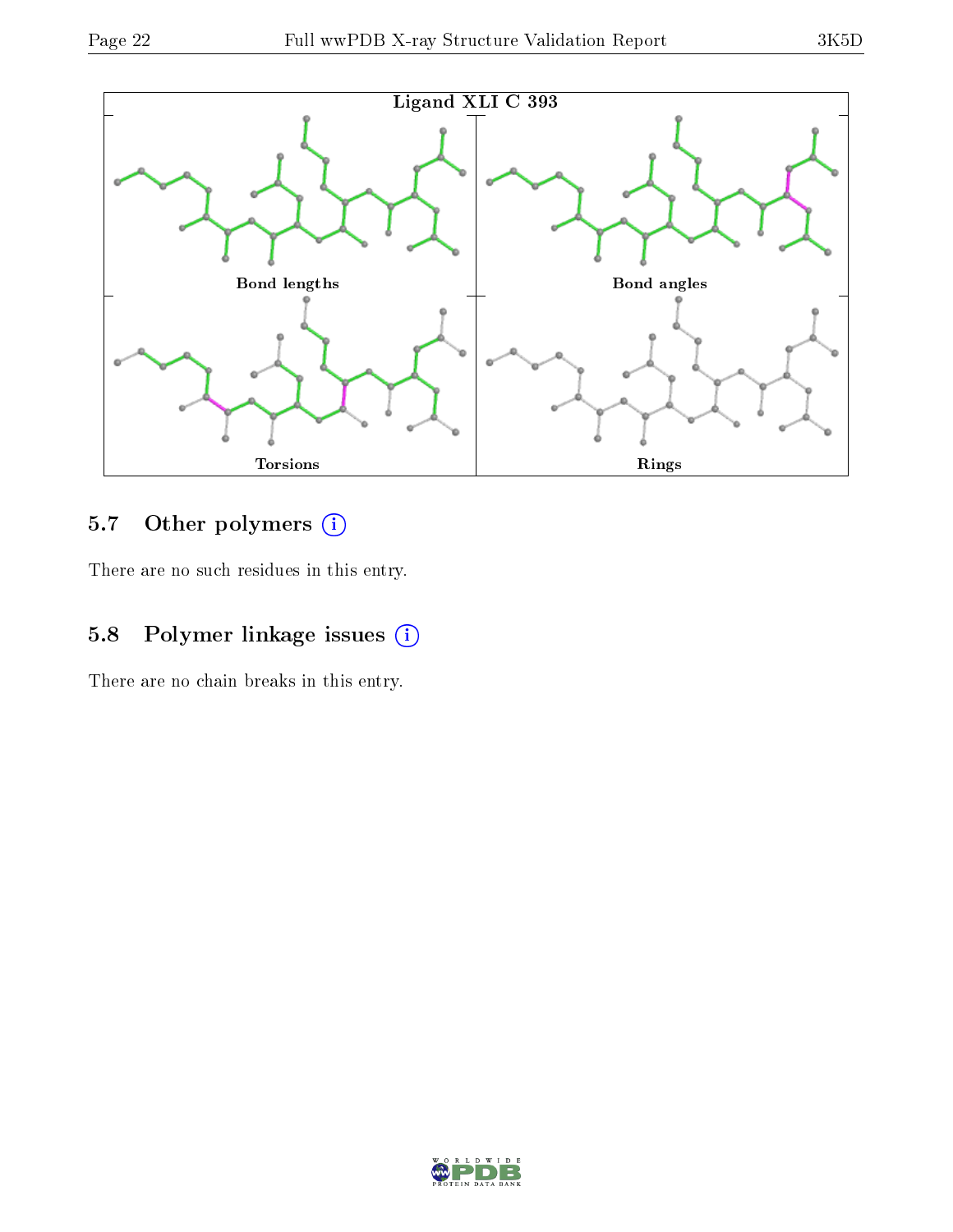Ligand XLI C 393

Bond lengths

Bond angles

Torsions

Rings

### 5.7 Other polymers (i)

There are no such residues in this entry.

### 5.8 Polymer linkage issues (i)

There are no chain breaks in this entry.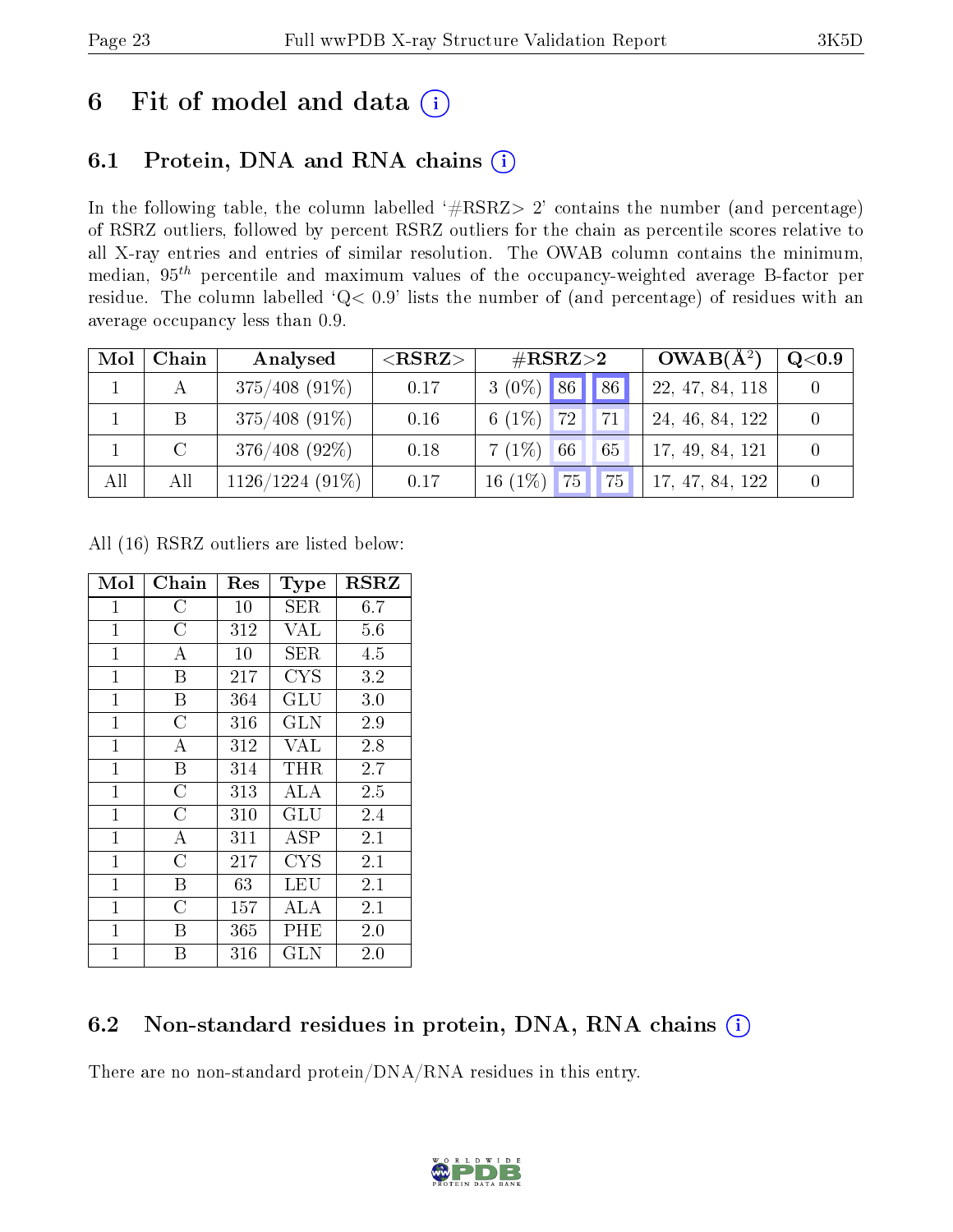# 6 Fit of model and data

## 6.1 Protein, DNA and RNA chains

In the following table, the column labelled '#RSRZ> 2' contains the number (and percentage) of RSRZ outliers, followed by percent RSRZ outliers for the chain as percentile scores relative to all X-ray entries and entries of similar resolution. The OWAB column contains the minimum, median, $95^{th}$ percentile and maximum values of the occupancy-weighted average B-factor per residue. The column labelled 'Q< 0.9' lists the number of (and percentage) of residues with an average occupancy less than 0.9.

| Mol | Chain | Analysed | <RSRZ> | #RSRZ>2 | | | OWAB(Å$^2$) | Q<0.9 |
|---|---|---|---|---|---|---|---|---|
| 1 | A | 375/408 (91%) | 0.17 | 3 (0%) | 86 | 86 | 22, 47, 84, 118 | 0 |
| 1 | B | 375/408 (91%) | 0.16 | 6 (1%) | 72 | 71 | 24, 46, 84, 122 | 0 |
| 1 | C | 376/408 (92%) | 0.18 | 7 (1%) | 66 | 65 | 17, 49, 84, 121 | 0 |
| All | All | 1126/1224 (91%) | 0.17 | 16 (1%) | 75 | 75 | 17, 47, 84, 122 | 0 |

All (16) RSRZ outliers are listed below:

| Mol | Chain | Res | Type | RSRZ |
|---|---|---|---|---|
| 1 | C | 10 | SER | 6.7 |
| 1 | C | 312 | VAL | 5.6 |
| 1 | A | 10 | SER | 4.5 |
| 1 | B | 217 | CYS | 3.2 |
| 1 | B | 364 | GLU | 3.0 |
| 1 | C | 316 | GLN | 2.9 |
| 1 | A | 312 | VAL | 2.8 |
| 1 | B | 314 | THR | 2.7 |
| 1 | C | 313 | ALA | 2.5 |
| 1 | C | 310 | GLU | 2.4 |
| 1 | A | 311 | ASP | 2.1 |
| 1 | C | 217 | CYS | 2.1 |
| 1 | B | 63 | LEU | 2.1 |
| 1 | C | 157 | ALA | 2.1 |
| 1 | B | 365 | PHE | 2.0 |
| 1 | B | 316 | GLN | 2.0 |

## 6.2 Non-standard residues in protein, DNA, RNA chains

There are no non-standard protein/DNA/RNA residues in this entry.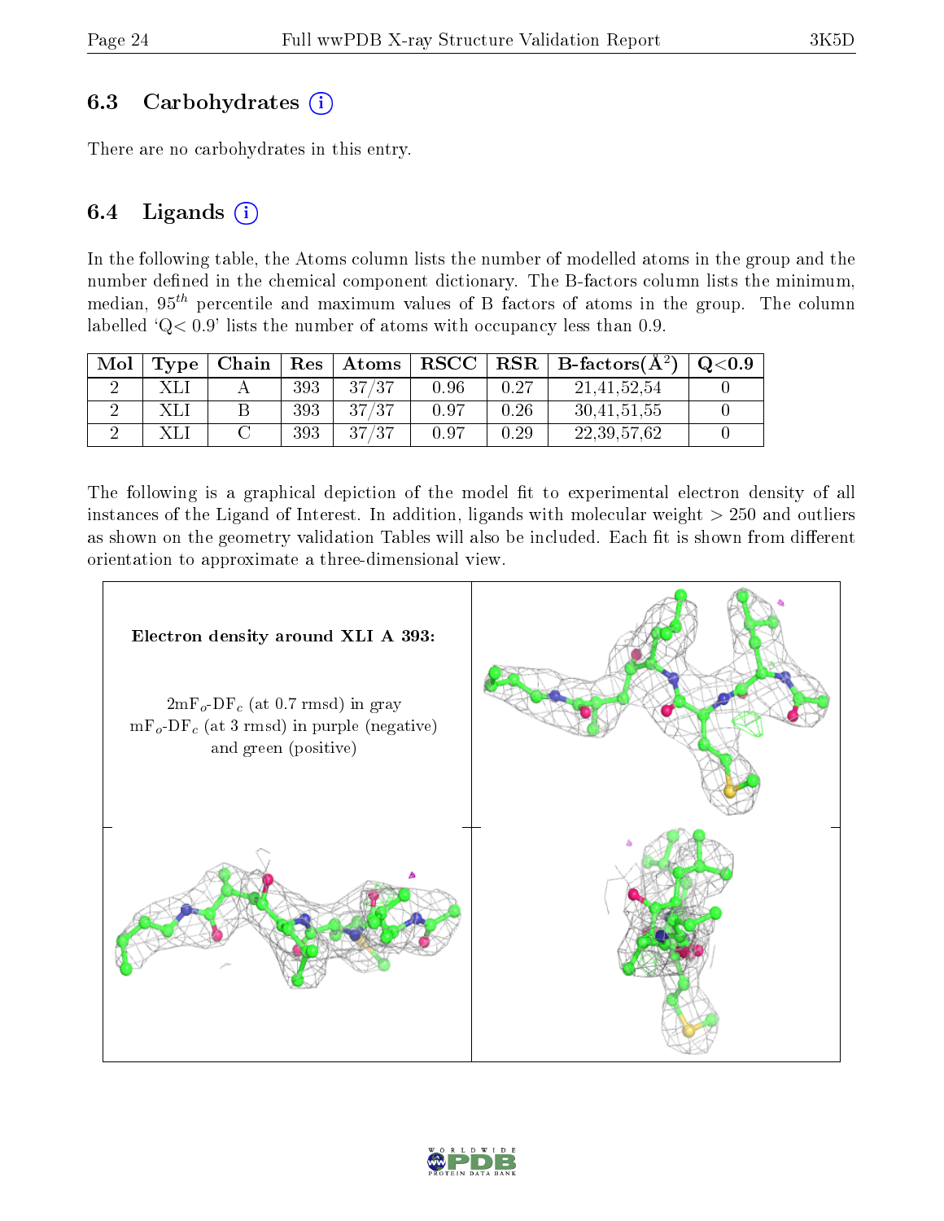## 6.3 Carbohydrates

There are no carbohydrates in this entry.

## 6.4 Ligands

In the following table, the Atoms column lists the number of modelled atoms in the group and the number defined in the chemical component dictionary. The B-factors column lists the minimum, median, $95^{th}$ percentile and maximum values of B factors of atoms in the group. The column labelled 'Q< 0.9' lists the number of atoms with occupancy less than 0.9.

| Mol | Type | Chain | Res | Atoms | RSCC | RSR | B-factors($Å^2$) | Q<0.9 |
|---|---|---|---|---|---|---|---|---|
| 2 | XLI | A | 393 | 37/37 | 0.96 | 0.27 | 21,41,52,54 | 0 |
| 2 | XLI | B | 393 | 37/37 | 0.97 | 0.26 | 30,41,51,55 | 0 |
| 2 | XLI | C | 393 | 37/37 | 0.97 | 0.29 | 22,39,57,62 | 0 |

The following is a graphical depiction of the model fit to experimental electron density of all instances of the Ligand of Interest. In addition, ligands with molecular weight > 250 and outliers as shown on the geometry validation Tables will also be included. Each fit is shown from different orientation to approximate a three-dimensional view.

**Electron density around XLI A 393:**

$2mF_o$-$DF_c$ (at 0.7 rmsd) in gray
$mF_o$-$DF_c$ (at 3 rmsd) in purple (negative) and green (positive)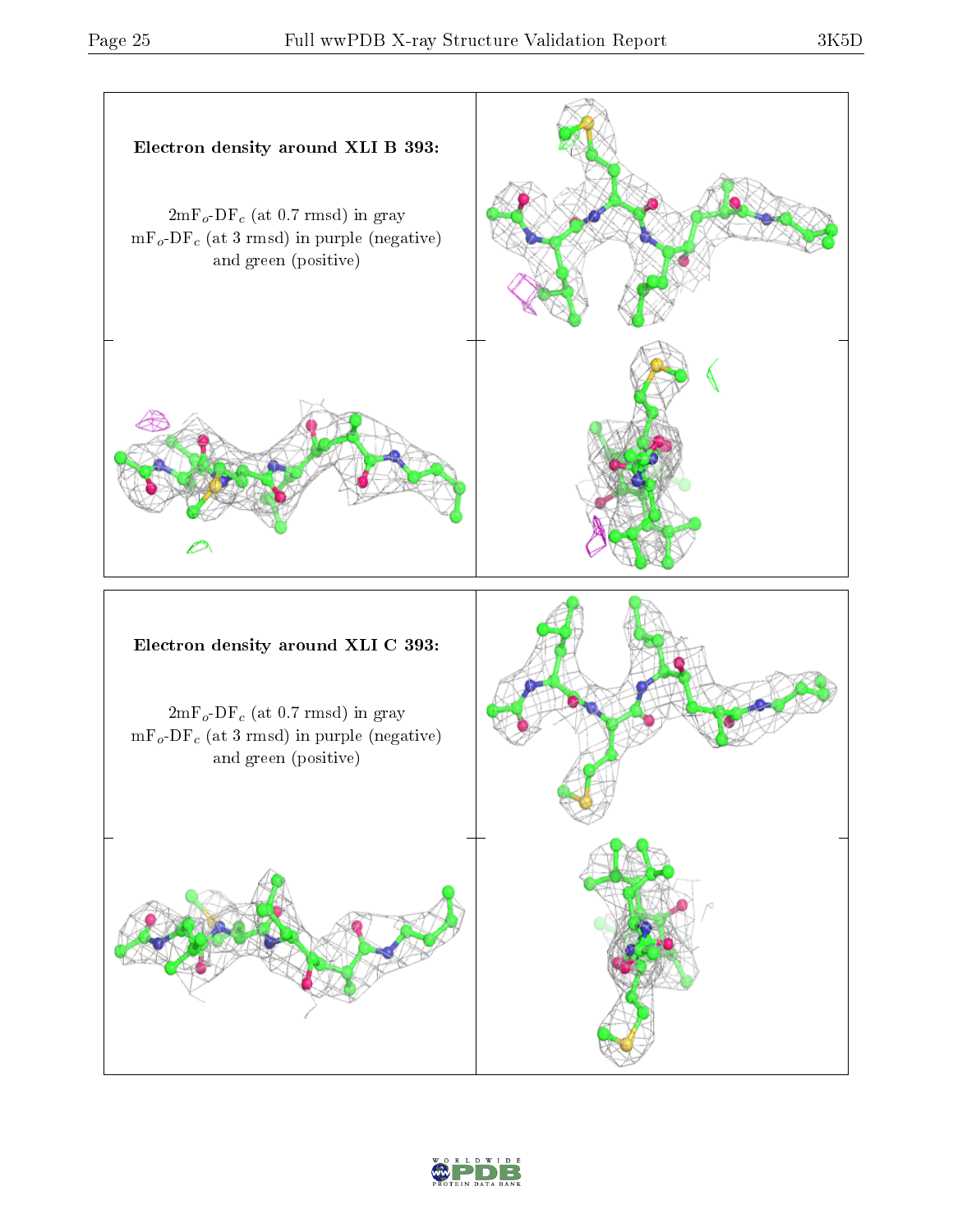**Electron density around XLI B 393:**

$2mF_o$-$DF_c$ (at 0.7 rmsd) in gray
$mF_o$-$DF_c$ (at 3 rmsd) in purple (negative) and green (positive)

**Electron density around XLI C 393:**

$2mF_o$-$DF_c$ (at 0.7 rmsd) in gray
$mF_o$-$DF_c$ (at 3 rmsd) in purple (negative) and green (positive)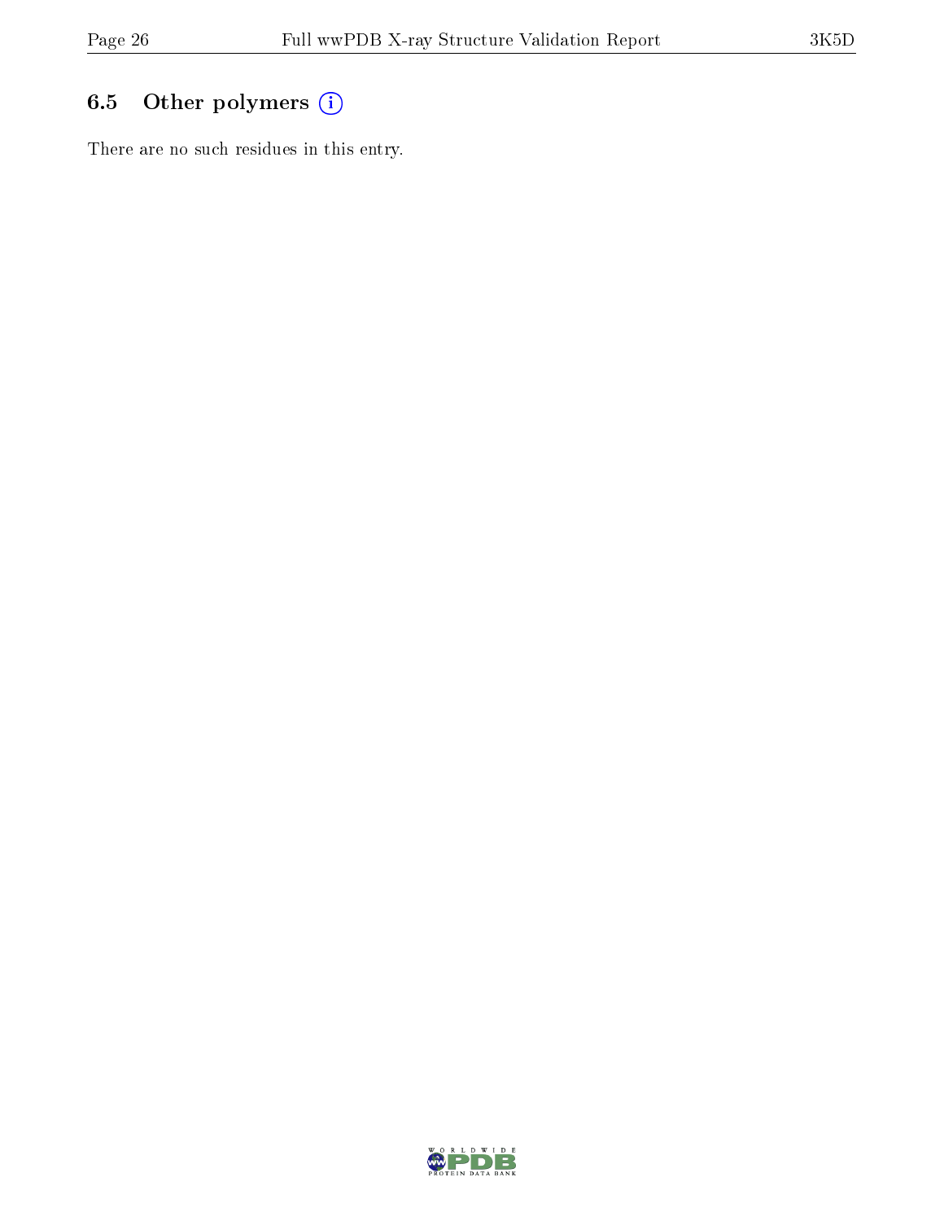### 6.5 Other polymers

There are no such residues in this entry.